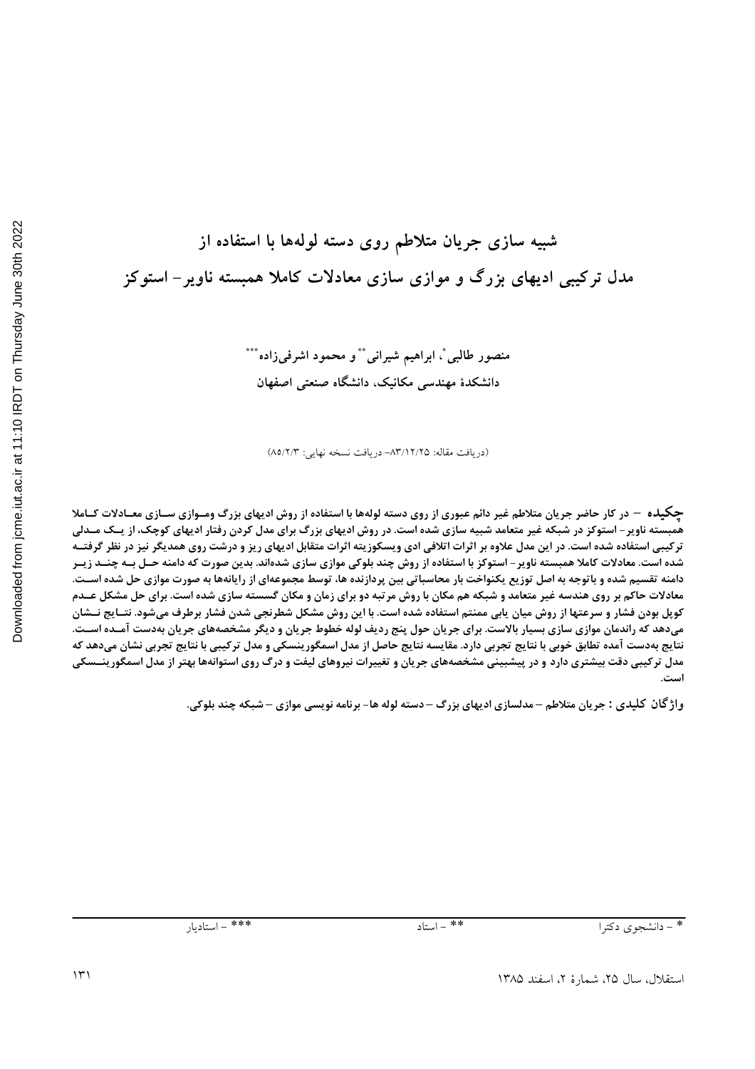# شبیه سازی جریان متلاطم روی دسته لوله‌ها با استفاده از مدل ترکیبی ادیهای بزرگ و موازی سازی معادلات کاملا همبسته ناویر- استوکز

منصور طالبی*، ابراهیم شیرانی** و محمود اشرفی‌زاده***
دانشکدهٔ مهندسی مکانیک، دانشگاه صنعتی اصفهان

(دریافت مقاله: ۸۳/۱۲/۲۵- دریافت نسخه نهایی: ۸۵/۲/۳)

**چکیده** – در کار حاضر جریان متلاطم غیر دائم عبوری از روی دسته لوله‌ها با استفاده از روش ادیهای بزرگ وموازی سازی معادلات کاملا همبسته ناویر- استوکز در شبکه غیر متعامد شبیه سازی شده است. در روش ادیهای بزرگ برای مدل کردن رفتار ادیهای کوچک، از یک مدلی ترکیبی استفاده شده است. در این مدل علاوه بر اثرات اتلافی ادی ویسکوزیته اثرات متقابل ادیهای ریز و درشت روی همدیگر نیز در نظر گرفته شده است. معادلات کاملا همبسته ناویر- استوکز با استفاده از روش چند بلوکی موازی سازی شده‌اند. بدین صورت که دامنه حل به چند زیر دامنه تقسیم شده و باتوجه به اصل توزیع یکنواخت بار محاسباتی بین پردازنده ها، توسط مجموعه‌ای از رایانه‌ها به صورت موازی حل شده است. معادلات حاکم بر روی هندسه غیر متعامد و شبکه هم مکان با روش مرتبه دو برای زمان و مکان گسسته سازی شده است. برای حل مشکل عدم کوپل بودن فشار و سرعتها از روش میان یابی ممنتم استفاده شده است. با این روش مشکل شطرنجی شدن فشار برطرف می‌شود. نتایج نشان می‌دهد که راندمان موازی سازی بسیار بالاست. برای جریان حول پنج ردیف لوله خطوط جریان و دیگر مشخصه‌های جریان به‌دست آمده است. نتایج به‌دست آمده تطابق خوبی با نتایج تجربی دارد. مقایسه نتایج حاصل از مدل اسمگورینسکی و مدل ترکیبی با نتایج تجربی نشان می‌دهد که مدل ترکیبی دقت بیشتری دارد و در پیشبینی مشخصه‌های جریان و تغییرات نیروهای لیفت و درگ روی استوانه‌ها بهتر از مدل اسمگورینسکی است.

**واژگان کلیدی :** جریان متلاطم – مدلسازی ادیهای بزرگ – دسته لوله ها- برنامه نویسی موازی – شبکه چند بلوکی.

---

* – دانشجوی دکترا ** – استاد *** – استادیار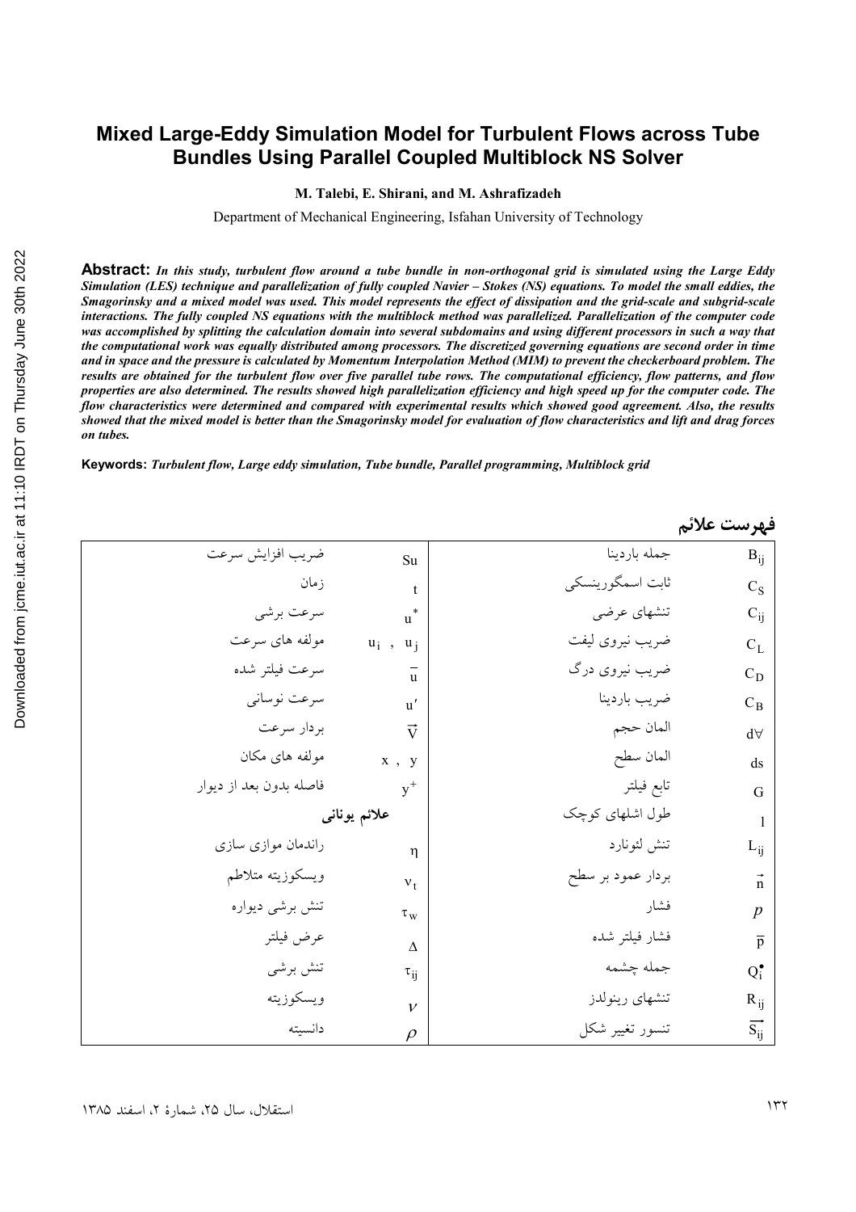# Mixed Large-Eddy Simulation Model for Turbulent Flows across Tube Bundles Using Parallel Coupled Multiblock NS Solver

**M. Talebi, E. Shirani, and M. Ashrafizadeh**

Department of Mechanical Engineering, Isfahan University of Technology

**Abstract:** *In this study, turbulent flow around a tube bundle in non-orthogonal grid is simulated using the Large Eddy Simulation (LES) technique and parallelization of fully coupled Navier – Stokes (NS) equations. To model the small eddies, the Smagorinsky and a mixed model was used. This model represents the effect of dissipation and the grid-scale and subgrid-scale interactions. The fully coupled NS equations with the multiblock method was parallelized. Parallelization of the computer code was accomplished by splitting the calculation domain into several subdomains and using different processors in such a way that the computational work was equally distributed among processors. The discretized governing equations are second order in time and in space and the pressure is calculated by Momentum Interpolation Method (MIM) to prevent the checkerboard problem. The results are obtained for the turbulent flow over five parallel tube rows. The computational efficiency, flow patterns, and flow properties are also determined. The results showed high parallelization efficiency and high speed up for the computer code. The flow characteristics were determined and compared with experimental results which showed good agreement. Also, the results showed that the mixed model is better than the Smagorinsky model for evaluation of flow characteristics and lift and drag forces on tubes.*

**Keywords:** *Turbulent flow, Large eddy simulation, Tube bundle, Parallel programming, Multiblock grid*

## فهرست علائم

| | | | |
|---|---|---|---|
| $B_{ij}$ | جمله باردینا | $Su$ | ضریب افزایش سرعت |
| $C_S$ | ثابت اسمگورینسکی | $t$ | زمان |
| $C_{ij}$ | تنشهای عرضی | $u^*$ | سرعت برشی |
| $C_L$ | ضریب نیروی لیفت | $u_i\ ,\ u_j$ | مولفه های سرعت |
| $C_D$ | ضریب نیروی درگ | $\overline{u}$ | سرعت فیلتر شده |
| $C_B$ | ضریب باردینا | $u'$ | سرعت نوسانی |
| $d\forall$ | المان حجم | $\vec{V}$ | بردار سرعت |
| $ds$ | المان سطح | $x\ ,\ y$ | مولفه های مکان |
| $G$ | تابع فیلتر | $y^+$ | فاصله بدون بعد از دیوار |
| $l$ | طول اشلهای کوچک | | **علائم یونانی** |
| $L_{ij}$ | تنش لئونارد | $\eta$ | راندمان موازی سازی |
| $\vec{n}$ | بردار عمود بر سطح | $\nu_t$ | ویسکوزیته متلاطم |
| $p$ | فشار | $\tau_w$ | تنش برشی دیواره |
| $\overline{p}$ | فشار فیلتر شده | $\Delta$ | عرض فیلتر |
| $Q_i^{\bullet}$ | جمله چشمه | $\tau_{ij}$ | تنش برشی |
| $R_{ij}$ | تنشهای رینولدز | $\nu$ | ویسکوزیته |
| $\overrightarrow{S_{ij}}$ | تنسور تغییر شکل | $\rho$ | دانسیته |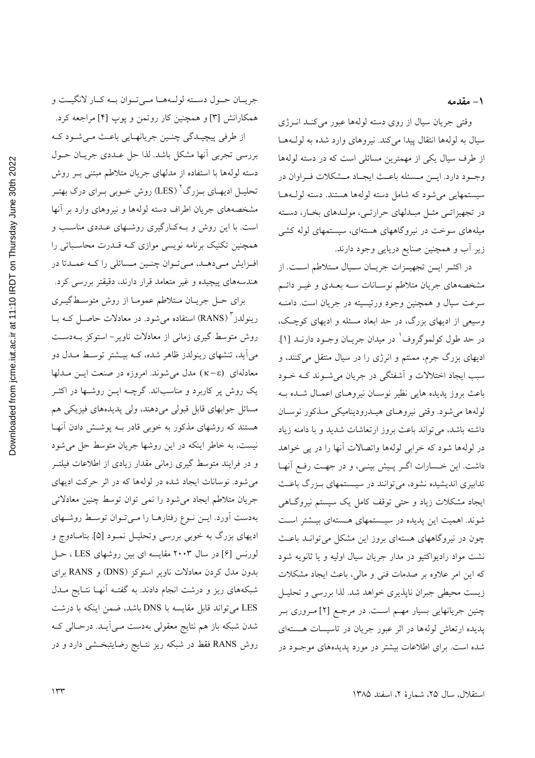## ۱- مقدمه

وقتی جریان سیال از روی دسته لوله‌ها عبور می‌کند انرژی سیال به لوله‌ها انتقال پیدا می‌کند. نیروهای وارد شده به لوله‌ها از طرف سیال یکی از مهمترین مسائلی است که در دسته لوله‌ها وجود دارد. این مسئله باعث ایجاد مشکلات فراوان در سیستمهایی می‌شود که شامل دسته لوله‌ها هستند. دسته لوله‌ها در تجهیزاتی مثل مبدلهای حرارتی، مولدهای بخار، دسته میله‌های سوخت در نیروگاههای هسته‌ای، سیستمهای لوله کشی زیر آب و همچنین صنایع دریایی وجود دارند.

در اکثر این تجهیزات جریان سیال متلاطم است. از مشخصه‌های جریان متلاطم نوسانات سه بعدی و غیر دائم سرعت سیال و همچنین وجود ورتیسیته در جریان است. دامنه وسیعی از ادیهای بزرگ، در حد ابعاد مسئله و ادیهای کوچک، در حد طول کولموگروف[1] در میدان جریان وجود دارند [۱]. ادیهای بزرگ جرم، ممنتم و انرژی را در سیال منتقل می‌کنند، و سبب ایجاد اختلالات و آشفتگی در جریان می‌شوند که خود باعث بروز پدیده هایی نظیر نوسان نیروهای اعمال شده به لوله‌ها می‌شود. وقتی نیروهای هیدرودینامیکی مذکور نوسان داشته باشد، می‌تواند باعث بروز ارتعاشات شدید و با دامنه زیاد در لوله‌ها شود که خرابی لوله‌ها واتصالات آنها را در پی خواهد داشت. این خسارات اگر پیش بینی، و در جهت رفع آنها تدابیری اندیشیده نشود، می‌توانند در سیستمهای بزرگ باعث ایجاد مشکلات زیاد و حتی توقف کامل یک سیستم نیروگاهی شوند. اهمیت این پدیده در سیستمهای هسته‌ای بیشتر است چون در نیروگاههای هسته‌ای بروز این مشکل می‌تواند باعث نشت مواد رادیواکتیو در مدار جریان سیال اولیه و یا ثانویه شود که این امر علاوه بر صدمات فنی و مالی، باعث ایجاد مشکلات زیست محیطی جبران ناپذیری خواهد شد. لذا بررسی و تحلیل چنین جریانهایی بسیار مهم است. در مرجع [۲] مروری بر پدیده ارتعاش لوله‌ها در اثر عبور جریان در تاسیسات هسته‌ای شده است. برای اطلاعات بیشتر در مورد پدیده‌های موجود در جریان حول دسته لوله‌ها می‌توان به کار لانگیت و همکارانش [۳] و همچنین کار روتمن و پوپ [۴] مراجعه کرد.

از طرفی پیچیدگی چنین جریانهایی باعث می‌شود که بررسی تجربی آنها مشکل باشد. لذا حل عددی جریان حول دسته لوله‌ها با استفاده از مدلهای جریان متلاطم مبتنی بر روش تحلیل ادیهای بزرگ[2] (LES) روش خوبی برای درک بهتر مشخصه‌های جریان اطراف دسته لوله‌ها و نیروهای وارد بر آنها است. با این روش و به‌کارگیری روشهای عددی مناسب و همچنین تکنیک برنامه نویسی موازی که قدرت محاسباتی را افزایش می‌دهد، می‌توان چنین مسائلی را که عمدتا در هندسه‌های پیچیده و غیر متعامد قرار دارند، دقیقتر بررسی کرد.

برای حل جریان متلاطم عموما از روش متوسط‌گیری رینولدز[3] (RANS) استفاده می‌شود. در معادلات حاصل که با روش متوسط گیری زمانی از معادلات ناویر- استوکز به‌دست می‌آید، تنشهای رینولدز ظاهر شده، که بیشتر توسط مدل دو معادله‌ای $(\kappa-\varepsilon)$ مدل می‌شوند. امروزه در صنعت این مدلها یک روش پر کاربرد و مناسب‌اند. گرچه این روشها در اکثر مسائل جوابهای قابل قبولی می‌دهند، ولی پدیده‌های فیزیکی هم هستند که روشهای مذکور به خوبی قادر به پوشش دادن آنها نیست، به خاطر اینکه در این روشها جریان متوسط حل می‌شود و در فرایند متوسط گیری زمانی مقدار زیادی از اطلاعات فیلتر می‌شود. نوسانات ایجاد شده در لوله‌ها که در اثر حرکت ادیهای جریان متلاطم ایجاد می‌شود را نمی توان توسط چنین معادلاتی به‌دست آورد. این نوع رفتارها را می‌توان توسط روشهای ادیهای بزرگ به خوبی بررسی وتحلیل نمود [۵]. بنامادوچ و لورنس [۶] در سال ۲۰۰۳ مقایسه ای بین روشهای LES ، حل بدون مدل کردن معادلات ناویر استوکز (DNS) و RANS برای شبکه‌های ریز و درشت انجام دادند. به گفته آنها نتایج مدل LES می‌تواند قابل مقایسه با DNS باشد، ضمن اینکه با درشت شدن شبکه باز هم نتایج معقولی به‌دست می‌آید. درحالی که روش RANS فقط در شبکه ریز نتایج رضایتبخشی دارد و در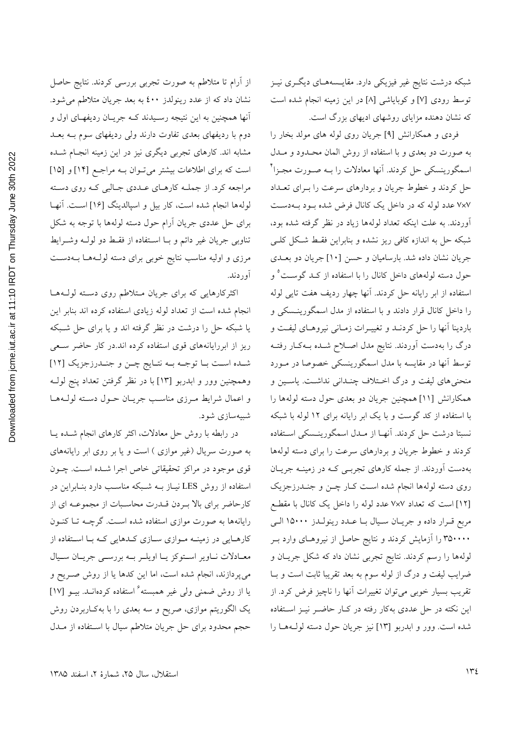شبکه درشت نتایج غیر فیزیکی دارد. مقایسه‌های دیگری نیز توسط رودی [۷] و کوبایاشی [۸] در این زمینه انجام شده است که نشان دهنده مزایای روشهای ادیهای بزرگ است.

فردی و همکارانش [۹] جریان روی لوله های مولد بخار را به صورت دو بعدی و با استفاده از روش المان محدود و مدل اسمگورینسکی حل کردند. آنها معادلات را به صورت مجزا[۴] حل کردند و خطوط جریان و بردارهای سرعت را برای تعداد ۷×۷ عدد لوله که در داخل یک کانال فرض شده بود به‌دست آوردند. به علت اینکه تعداد لوله‌ها زیاد در نظر گرفته شده بود، شبکه حل به اندازه کافی ریز نشده و بنابراین فقط شکل کلی جریان نشان داده شد. بارسامیان و حسن [۱۰] جریان دو بعدی حول دسته لوله‌های داخل کانال را با استفاده از کد گوست[۵] و استفاده از ابر رایانه حل کردند. آنها چهار ردیف هفت تایی لوله را داخل کانال قرار دادند و با استفاده از مدل اسمگورینسکی و باردینا آنها را حل کردند و تغییرات زمانی نیروهای لیفت و درگ را به‌دست آوردند. نتایج مدل اصلاح شده به‌کار رفته توسط آنها در مقایسه با مدل اسمگورینسکی خصوصا در مورد منحنی‌های لیفت و درگ اختلاف چندانی نداشت. یاسین و همکارانش [۱۱] همچنین جریان دو بعدی حول دسته لوله‌ها را با استفاده از کد گوست و با یک ابر رایانه برای ۱۲ لوله با شبکه نسبتا درشت حل کردند. آنها از مدل اسمگورینسکی استفاده کردند و خطوط جریان و بردارهای سرعت را برای دسته لوله‌ها به‌دست آوردند. از جمله کارهای تجربی که در زمینه جریان روی دسته لوله‌ها انجام شده است کار چن و جندرزجزیک [۱۲] است که تعداد ۷×۷ عدد لوله را داخل یک کانال با مقطع مربع قرار داده و جریان سیال با عدد رینولدز ۱۵۰۰۰ الی ۳۵۰۰۰۰ را آزمایش کردند و نتایج حاصل از نیروهای وارد بر لوله‌ها را رسم کردند. نتایج تجربی نشان داد که شکل جریان و ضرایب لیفت و درگ از لوله سوم به بعد تقریبا ثابت است و با تقریب بسیار خوبی می‌توان تغییرات آنها را ناچیز فرض کرد. از این نکته در حل عددی به‌کار رفته در کار حاضر نیز استفاده شده است. وور و ابدربو [۱۳] نیز جریان حول دسته لوله‌ها را از آرام تا متلاطم به صورت تجربی بررسی کردند. نتایج حاصل نشان داد که از عدد رینولدز ۴۰۰ به بعد جریان متلاطم می‌شود. آنها همچنین به این نتیجه رسیدند که جریان ردیفهای اول و دوم با ردیفهای بعدی تفاوت دارند ولی ردیفهای سوم به بعد مشابه اند. کارهای تجربی دیگری نیز در این زمینه انجام شده است که برای اطلاعات بیشتر می‌توان به مراجع [۱۴] و [۱۵] مراجعه کرد. از جمله کارهای عددی جالبی که روی دسته لوله‌ها انجام شده است، کار بیل و اسپالدینگ [۱۶] است. آنها برای حل عددی جریان آرام حول دسته لوله‌ها با توجه به شکل تناوبی جریان غیر دائم و با استفاده از فقط دو لوله و شرایط مرزی و اولیه مناسب نتایج خوبی برای دسته لوله‌ها به‌دست آوردند.

اکثرکارهایی که برای جریان متلاطم روی دسته لوله‌ها انجام شده است از تعداد لوله زیادی استفاده کرده اند بنابر این یا شبکه حل را درشت در نظر گرفته اند و یا برای حل شبکه ریز از ابررایانه‌های قوی استفاده کرده اند.در کار حاضر سعی شده است با توجه به نتایج چن و جندرزجزیک [۱۲] وهمچنین وور و ابدربو [۱۳] با در نظر گرفتن تعداد پنج لوله و اعمال شرایط مرزی مناسب جریان حول دسته لوله‌ها شبیه‌سازی شود.

در رابطه با روش حل معادلات، اکثر کارهای انجام شده یا به صورت سریال (غیر موازی ) است و یا بر روی ابر رایانه‌های قوی موجود در مراکز تحقیقاتی خاص اجرا شده است. چون استفاده از روش LES نیاز به شبکه مناسب دارد بنابراین در کارحاضر برای بالا بردن قدرت محاسبات از مجموعه ای از رایانه‌ها به صورت موازی استفاده شده است. گرچه تا کنون کارهایی در زمینه موازی سازی کدهایی که با استفاده از معادلات ناویر استوکز یا اویلر به بررسی جریان سیال می‌پردازند، انجام شده است، اما این کدها یا از روش صریح و یا از روش ضمنی ولی غیر همبسته[۶] استفاده کرده‌اند. بیو [۱۷] یک الگوریتم موازی، صریح و سه بعدی را با به‌کاربردن روش حجم محدود برای حل جریان متلاطم سیال با استفاده از مدل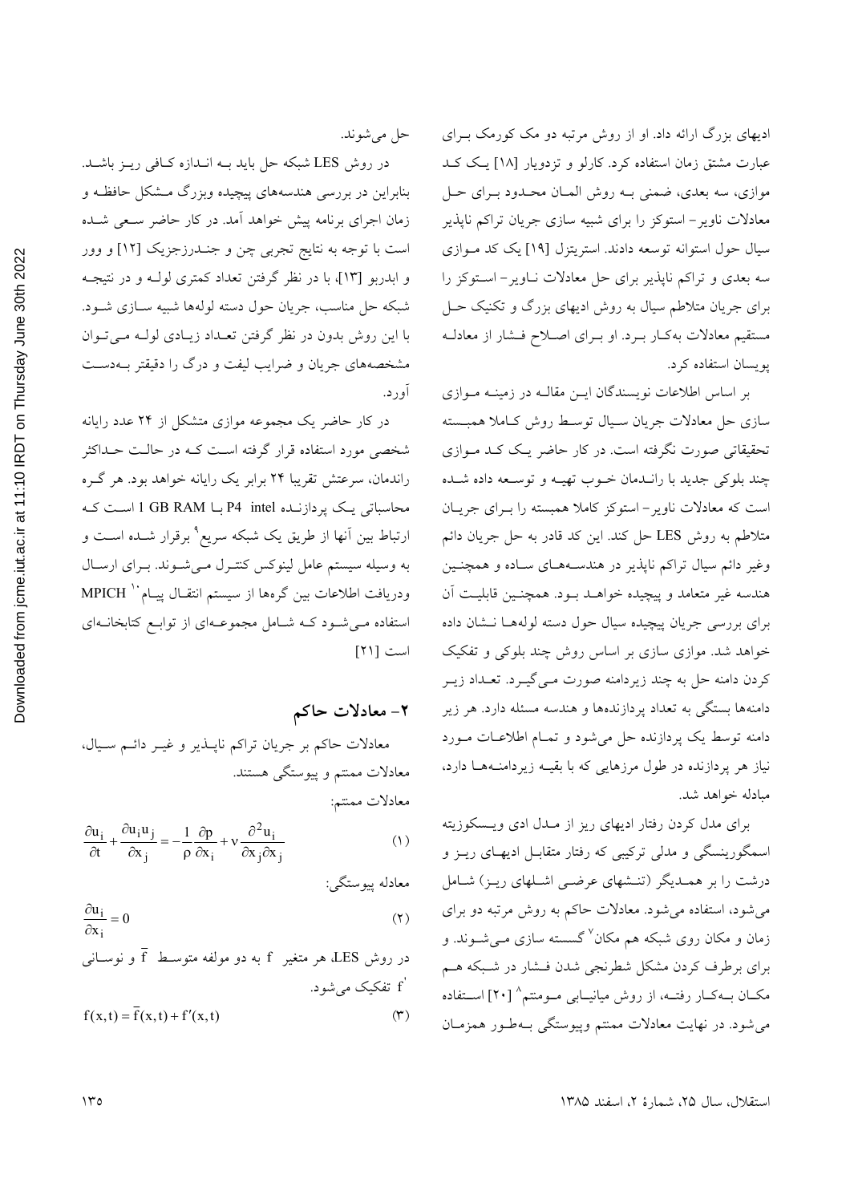ادیهای بزرگ ارائه داد. او از روش مرتبه دو مک کورمک برای عبارت مشتق زمان استفاده کرد. کارلو و تزدویار [18] یک کد موازی، سه بعدی، ضمنی به روش المان محدود برای حل معادلات ناویر- استوکز را برای شبیه سازی جریان تراکم ناپذیر سیال حول استوانه توسعه دادند. استریتزل [19] یک کد موازی سه بعدی و تراکم ناپذیر برای حل معادلات ناویر- استوکز را برای جریان متلاطم سیال به روش ادیهای بزرگ و تکنیک حل مستقیم معادلات به‌کار برد. او برای اصلاح فشار از معادله پویسان استفاده کرد.

بر اساس اطلاعات نویسندگان این مقاله در زمینه موازی سازی حل معادلات جریان سیال توسط روش کاملا همبسته تحقیقاتی صورت نگرفته است. در کار حاضر یک کد موازی چند بلوکی جدید با راندمان خوب تهیه و توسعه داده شده است که معادلات ناویر- استوکز کاملا همبسته را برای جریان متلاطم به روش LES حل کند. این کد قادر به حل جریان دائم وغیر دائم سیال تراکم ناپذیر در هندسه‌های ساده و همچنین هندسه غیر متعامد و پیچیده خواهد بود. همچنین قابلیت آن برای بررسی جریان پیچیده سیال حول دسته لوله‌ها نشان داده خواهد شد. موازی سازی بر اساس روش چند بلوکی و تفکیک کردن دامنه حل به چند زیردامنه صورت می‌گیرد. تعداد زیر دامنه‌ها بستگی به تعداد پردازنده‌ها و هندسه مسئله دارد. هر زیر دامنه توسط یک پردازنده حل می‌شود و تمام اطلاعات مورد نیاز هر پردازنده در طول مرزهایی که با بقیه زیردامنه‌ها دارد، مبادله خواهد شد.

برای مدل کردن رفتار ادیهای ریز از مدل ادی ویسکوزیته اسمگورینسگی و مدلی ترکیبی که رفتار متقابل ادیهای ریز و درشت را بر همدیگر (تنشهای عرضی اشلهای ریز) شامل می‌شود، استفاده می‌شود. معادلات حاکم به روش مرتبه دو برای زمان و مکان روی شبکه هم مکان[7] گسسته سازی می‌شوند. و برای برطرف کردن مشکل شطرنجی شدن فشار در شبکه هم مکان به‌کار رفته، از روش میانیابی مومنتم[8] [20] استفاده می‌شود. در نهایت معادلات ممنتم وپیوستگی به‌طور همزمان حل می‌شوند.

در روش LES شبکه حل باید به اندازه کافی ریز باشد. بنابراین در بررسی هندسه‌های پیچیده وبزرگ مشکل حافظه و زمان اجرای برنامه پیش خواهد آمد. در کار حاضر سعی شده است با توجه به نتایج تجربی چن و جندرزجزیک [12] و وور و ابدربو [13]، با در نظر گرفتن تعداد کمتری لوله و در نتیجه شبکه حل مناسب، جریان حول دسته لوله‌ها شبیه سازی شود. با این روش بدون در نظر گرفتن تعداد زیادی لوله می‌توان مشخصه‌های جریان و ضرایب لیفت و درگ را دقیقتر به‌دست آورد.

در کار حاضر یک مجموعه موازی متشکل از ۲۴ عدد رایانه شخصی مورد استفاده قرار گرفته است که در حالت حداکثر راندمان، سرعتش تقریبا ۲۴ برابر یک رایانه خواهد بود. هر گره محاسباتی یک پردازنده P4 intel با 1 GB RAM است که ارتباط بین آنها از طریق یک شبکه سریع[9] برقرار شده است و به وسیله سیستم عامل لینوکس کنترل می‌شوند. برای ارسال ودریافت اطلاعات بین گره‌ها از سیستم انتقال پیام[10] MPICH استفاده می‌شود که شامل مجموعه‌ای از توابع کتابخانه‌ای است [21]

## ۲- معادلات حاکم

معادلات حاکم بر جریان تراکم ناپذیر و غیر دائم سیال، معادلات ممنتم و پیوستگی هستند.

معادلات ممنتم:

$$\frac{\partial u_i}{\partial t}+\frac{\partial u_i u_j}{\partial x_j}=-\frac{1}{\rho}\frac{\partial p}{\partial x_i}+\nu\frac{\partial^2 u_i}{\partial x_j \partial x_j} \qquad (1)$$

معادله پیوستگی:

$$\frac{\partial u_i}{\partial x_i}=0 \qquad (2)$$

در روش LES، هر متغیر $f$ به دو مولفه متوسط $\overline{f}$ و نوسانی $f'$ تفکیک می‌شود.

$$f(x,t)=\overline{f}(x,t)+f'(x,t) \qquad (3)$$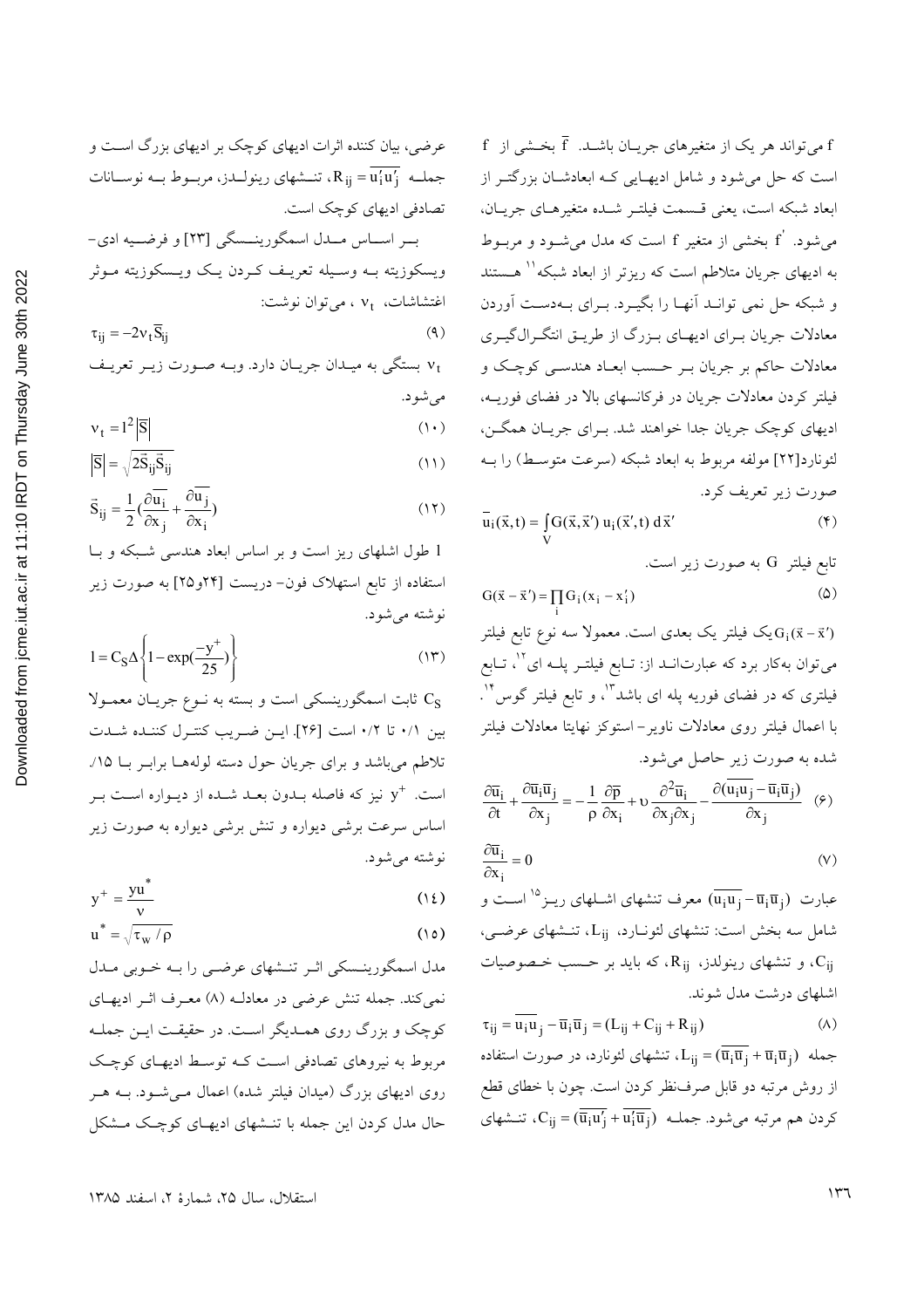f می‌تواند هر یک از متغیرهای جریـان باشـد. $\bar{f}$ بخـشی از f است که حل می‌شود و شامل ادیهـایی کـه ابعادشـان بزرگتـر از ابعاد شبکه است، یعنی قـسمت فیلتـر شـده متغیرهـای جریـان، می‌شود. $f'$ بخشی از متغیر f است که مدل می‌شـود و مربـوط به ادیهای جریان متلاطم است که ریزتر از ابعاد شبکه[11] هـستند و شبکه حل نمی توانـد آنهـا را بگیـرد. بـرای بـه‌دسـت آوردن معادلات جریان بـرای ادیهـای بـزرگ از طریـق انتگـرال‌گیـری معادلات حاکم بر جریان بـر حـسب ابعـاد هندسـی کوچـک و فیلتر کردن معادلات جریان در فرکانسهای بالا در فضای فوریـه، ادیهای کوچک جریان جدا خواهند شد. بـرای جریـان همگـن، لئونارد[22] مولفه مربوط به ابعاد شبکه (سرعت متوسـط) را بـه صورت زیر تعریف کرد.

$$\bar{u}_i(\vec{x},t) = \int_V G(\vec{x},\vec{x}')\, u_i(\vec{x}',t)\, d\vec{x}' \qquad (۴)$$

تابع فیلتر G به صورت زیر است.

$$G(\vec{x}-\vec{x}') = \prod_i G_i(x_i - x_i') \qquad (۵)$$

$G_i(\vec{x}-\vec{x}')$ یک فیلتر یک بعدی است. معمولا سه نوع تابع فیلتر می‌توان به‌کار برد که عبارت‌انـد از: تـابع فیلتـر پلـه ای[12]، تـابع فیلتری که در فضای فوریه پله ای باشد[13]، و تابع فیلتر گوس[14]. با اعمال فیلتر روی معادلات ناویر- استوکز نهایتا معادلات فیلتر شده به صورت زیر حاصل می‌شود.

$$\frac{\partial \bar{u}_i}{\partial t} + \frac{\partial \bar{u}_i \bar{u}_j}{\partial x_j} = -\frac{1}{\rho}\frac{\partial \bar{p}}{\partial x_i} + \upsilon \frac{\partial^2 \bar{u}_i}{\partial x_j \partial x_j} - \frac{\partial(\overline{u_i u_j} - \bar{u}_i \bar{u}_j)}{\partial x_j} \qquad (۶)$$

$$\frac{\partial \bar{u}_i}{\partial x_i} = 0 \qquad (۷)$$

عبارت $(\overline{u_i u_j} - \bar{u}_i \bar{u}_j)$ معرف تنشهای اشـلهای ریـز[15] اسـت و شامل سه بخش است: تنشهای لئونـارد، $L_{ij}$، تنـشهای عرضـی، $C_{ij}$، و تنشهای رینولدز، $R_{ij}$، که باید بر حـسب خـصوصیات اشلهای درشت مدل شوند.

$$\tau_{ij} = \overline{u_i u_j} - \bar{u}_i \bar{u}_j = (L_{ij} + C_{ij} + R_{ij}) \qquad (۸)$$

جمله $L_{ij} = (\overline{\bar{u}_i \bar{u}_j} + \bar{u}_i \bar{u}_j)$، تنشهای لئونارد، در صورت استفاده از روش مرتبه دو قابل صرف‌نظر کردن است. چون با خطای قطع کردن هم مرتبه می‌شود. جملـه $C_{ij} = (\overline{\bar{u}_i u_j'} + \overline{u_i' \bar{u}_j})$، تنـشهای عرضی، بیان کننده اثرات ادیهای کوچک بر ادیهای بزرگ اسـت و جملـه $R_{ij} = \overline{u_i' u_j'}$، تنـشهای رینولـدز، مربـوط بـه نوسـانات تصادفی ادیهای کوچک است.

بـر اسـاس مـدل اسمگورینـسکی [23] و فرضـیه ادی- ویسکوزیته بـه وسـیله تعریـف کـردن یـک ویـسکوزیته مـوثر اغتشاشات، $\nu_t$، می‌توان نوشت:

$$\tau_{ij} = -2\nu_t \bar{S}_{ij} \qquad (۹)$$

$\nu_t$ بستگی به میـدان جریـان دارد. وبـه صـورت زیـر تعریـف می‌شود.

$$\nu_t = l^2 |\bar{S}| \qquad (۱۰)$$

$$|\bar{S}| = \sqrt{2\bar{S}_{ij}\bar{S}_{ij}} \qquad (۱۱)$$

$$\bar{S}_{ij} = \frac{1}{2}\left(\frac{\partial \bar{u}_i}{\partial x_j} + \frac{\partial \bar{u}_j}{\partial x_i}\right) \qquad (۱۲)$$

l طول اشلهای ریز است و بر اساس ابعاد هندسی شـبکه و بـا استفاده از تابع استهلاک فون- دریست [24و25] به صورت زیر نوشته می‌شود.

$$l = C_S \Delta \left\{1 - \exp\left(\frac{-y^+}{25}\right)\right\} \qquad (۱۳)$$

$C_S$ ثابت اسمگورینسکی است و بسته به نـوع جریـان معمـولا بین ۰/۱ تا ۰/۲ است [26]. ایـن ضـریب کنتـرل کننـده شـدت تلاطم می‌باشد و برای جریان حول دسته لوله‌هـا برابـر بـا ۰/۱۵ است. $y^+$ نیز که فاصله بـدون بعـد شـده از دیـواره اسـت بـر اساس سرعت برشی دیواره و تنش برشی دیواره به صورت زیر نوشته می‌شود.

$$y^+ = \frac{y u^*}{\nu} \qquad (۱۴)$$

$$u^* = \sqrt{\tau_w / \rho} \qquad (۱۵)$$

مدل اسمگورینـسکی اثـر تنـشهای عرضـی را بـه خـوبی مـدل نمی‌کند. جمله تنش عرضی در معادلـه (۸) معـرف اثـر ادیهـای کوچک و بزرگ روی همـدیگر اسـت. در حقیقـت ایـن جملـه مربوط به نیروهای تصادفی اسـت کـه توسـط ادیهـای کوچـک روی ادیهای بزرگ (میدان فیلتر شده) اعمال مـی‌شـود. بـه هـر حال مدل کردن این جمله با تنـشهای ادیهـای کوچـک مـشکل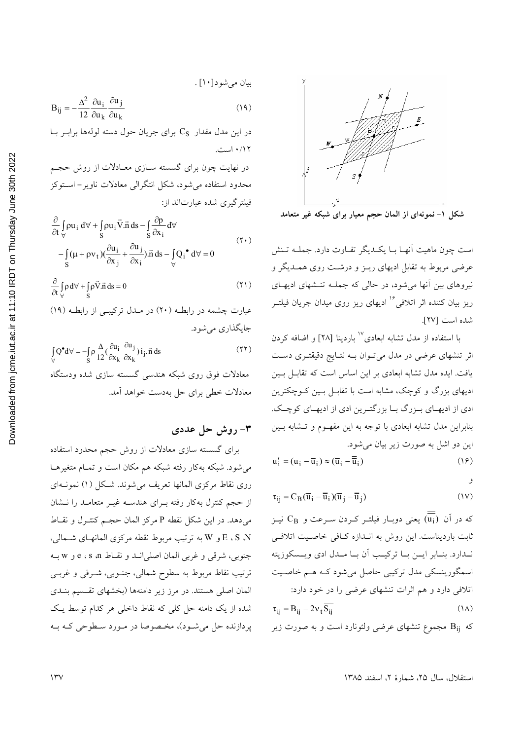شکل ۱- نمونه‌ای از المان حجم معیار برای شبکه غیر متعامد

است چون ماهیت آنها با یکدیگر تفاوت دارد. جمله تنش عرضی مربوط به تقابل ادیهای ریز و درشت روی همدیگر و نیروهای بین آنها می‌شود، در حالی که جمله تنشهای ادیهای ریز بیان کننده اثر اتلافی[16] ادیهای ریز روی میدان جریان فیلتر شده است [۲۷].

با استفاده از مدل تشابه ابعادی[17] باردینا [۲۸] و اضافه کردن اثر تنشهای عرضی در مدل می‌توان به نتایج دقیقتری دست یافت. ایده مدل تشابه ابعادی بر این اساس است که تقابل بین ادیهای بزرگ و کوچک، مشابه است با تقابل بین کوچکترین ادی از ادیهای بزرگ با بزرگترین ادی از ادیهای کوچک. بنابراین مدل تشابه ابعادی با توجه به این مفهوم و تشابه بین این دو اشل به صورت زیر بیان می‌شود.

$$u_i' = (u_i - \overline{u}_i) \approx (\overline{u}_i - \overline{\overline{u}}_i) \tag{۱۶}$$

و

$$\tau_{ij} = C_B(\overline{u}_i - \overline{\overline{u}}_i)(\overline{u}_j - \overline{\overline{u}}_j) \tag{۱۷}$$

که در آن $(\overline{\overline{u_i}})$ یعنی دوبار فیلتر کردن سرعت و $C_B$ نیز ثابت باردیناست. این روش به اندازه کافی خاصیت اتلافی ندارد. بنابر این با ترکیب آن با مدل ادی ویسکوزیته اسمگورینسکی مدل ترکیبی حاصل می‌شود که هم خاصیت اتلافی دارد و هم اثرات تنشهای عرضی را در خود دارد:

$$\tau_{ij} = B_{ij} - 2\nu_t \overline{S_{ij}} \tag{۱۸}$$

که $B_{ij}$ مجموع تنشهای عرضی ولئونارد است و به صورت زیر بیان می‌شود[۱۰].

$$B_{ij} = -\frac{\Delta^2}{12}\frac{\partial u_i}{\partial u_k}\frac{\partial u_j}{\partial u_k} \tag{۱۹}$$

در این مدل مقدار $C_S$ برای جریان حول دسته لوله‌ها برابر با ۰/۱۲ است.

در نهایت چون برای گسسته سازی معادلات از روش حجم محدود استفاده می‌شود، شکل انتگرالی معادلات ناویر- استوکز فیلترگیری شده عبارت‌اند از:

$$\frac{\partial}{\partial t}\int_{\forall}\rho u_i \, d\forall + \int_S \rho u_i \vec{V}.\vec{n}\, ds - \int_S \frac{\partial p}{\partial x_i} d\forall - \int_S (\mu + \rho\nu_t)(\frac{\partial u_i}{\partial x_j} + \frac{\partial u_j}{\partial x_i}).\vec{n}\, ds - \int_{\forall} Q_i^{\bullet}\, d\forall = 0 \tag{۲۰}$$

$$\frac{\partial}{\partial t}\int_{\forall}\rho \, d\forall + \int_S \rho \vec{V}.\vec{n}\, ds = 0 \tag{۲۱}$$

عبارت چشمه در رابطه (۲۰) در مدل ترکیبی از رابطه (۱۹) جایگذاری می‌شود.

$$\int_{\forall} Q^{\bullet} d\forall = -\int_S \rho \frac{\Delta}{12}(\frac{\partial u_i}{\partial x_k}\frac{\partial u_j}{\partial x_k}) i_j.\vec{n}\, ds \tag{۲۲}$$

معادلات فوق روی شبکه هندسی گسسته سازی شده ودستگاه معادلات خطی برای حل به‌دست خواهد آمد.

## ۳- روش حل عددی

برای گسسته سازی معادلات از روش حجم محدود استفاده می‌شود. شبکه به‌کار رفته شبکه هم مکان است و تمام متغیرها روی نقاط مرکزی المانها تعریف می‌شوند. شکل (۱) نمونه‌ای از حجم کنترل به‌کار رفته برای هندسه غیر متعامد را نشان می‌دهد. در این شکل نقطه P مرکز المان حجم کنترل و نقاط N، S، E و W به ترتیب مربوط نقطه مرکزی المانهای شمالی، جنوبی، شرقی و غربی المان اصلی‌اند و نقاط n، s، e و w به ترتیب نقاط مربوط به سطوح شمالی، جنوبی، شرقی و غربی المان اصلی هستند. در مرز زیر دامنه‌ها (بخشهای تقسیم بندی شده از یک دامنه حل کلی که نقاط داخلی هر کدام توسط یک پردازنده حل می‌شود)، مخصوصا در مورد سطوحی که به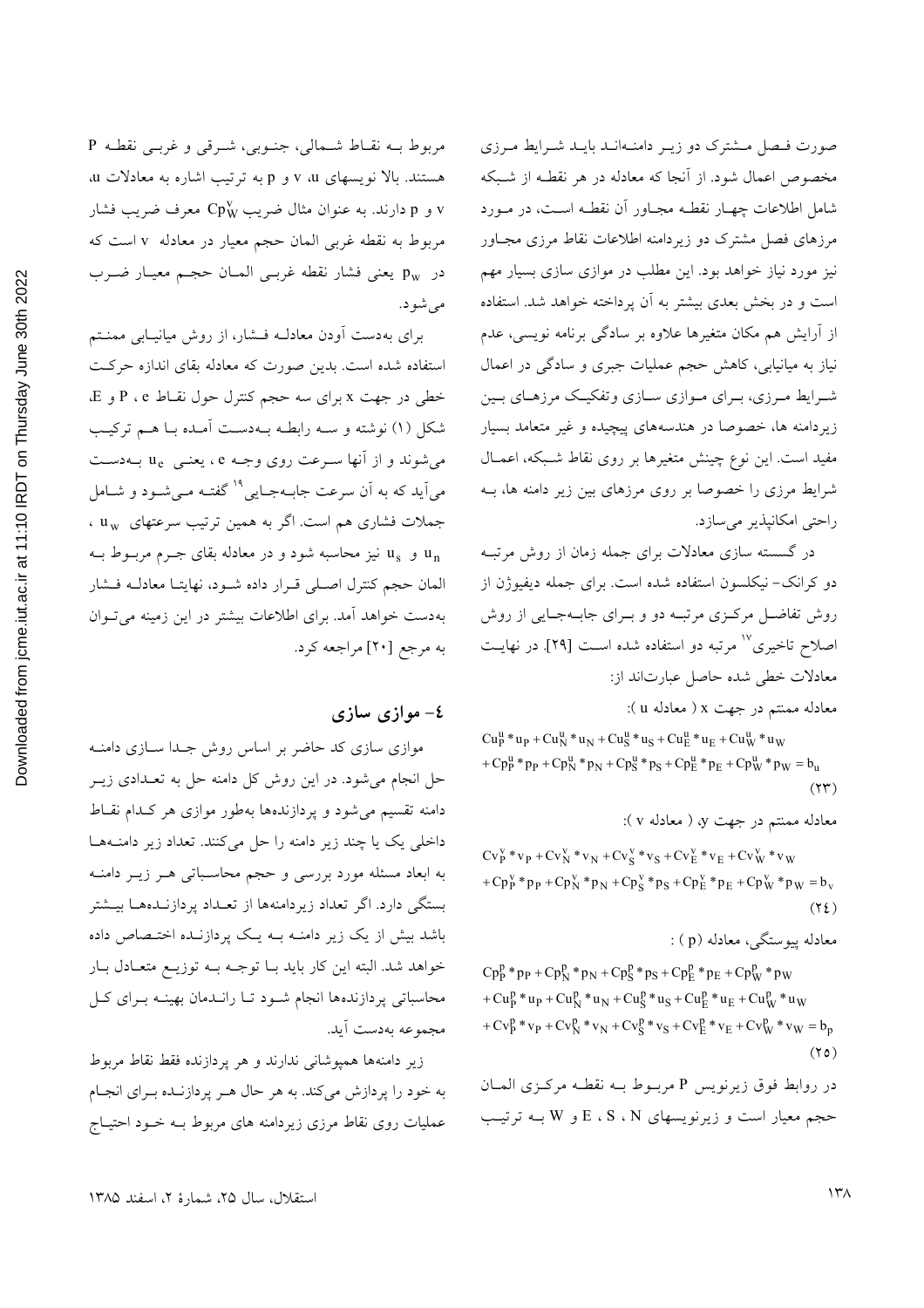صورت فصل مشترک دو زیر دامنه‌اند باید شرایط مرزی مخصوص اعمال شود. از آنجا که معادله در هر نقطه از شبکه شامل اطلاعات چهار نقطه مجاور آن نقطه است، در مورد مرزهای فصل مشترک دو زیردامنه اطلاعات نقاط مرزی مجاور نیز مورد نیاز خواهد بود. این مطلب در موازی سازی بسیار مهم است و در بخش بعدی بیشتر به آن پرداخته خواهد شد. استفاده از آرایش هم مکان متغیرها علاوه بر سادگی برنامه نویسی، عدم نیاز به میانیابی، کاهش حجم عملیات جبری و سادگی در اعمال شرایط مرزی، برای موازی سازی وتفکیک مرزهای بین زیردامنه ها، خصوصا در هندسه‌های پیچیده و غیر متعامد بسیار مفید است. این نوع چینش متغیرها بر روی نقاط شبکه، اعمال شرایط مرزی را خصوصا بر روی مرزهای بین زیر دامنه ها، به راحتی امکانپذیر می‌سازد.

در گسسته سازی معادلات برای جمله زمان از روش مرتبه دو کرانک- نیکلسون استفاده شده است. برای جمله دیفیوژن از روش تفاضل مرکزی مرتبه دو و برای جابه‌جایی از روش اصلاح تاخیری[17] مرتبه دو استفاده شده است [۲۹]. در نهایت معادلات خطی شده حاصل عبارت‌اند از:

معادله ممنتم در جهت x ( معادله u ):

$$\begin{aligned} &Cu_P^u * u_P + Cu_N^u * u_N + Cu_S^u * u_S + Cu_E^u * u_E + Cu_W^u * u_W \\ &+ Cp_P^u * p_P + Cp_N^u * p_N + Cp_S^u * p_S + Cp_E^u * p_E + Cp_W^u * p_W = b_u \end{aligned} \quad (۲۳)$$

معادله ممنتم در جهت y، ( معادله v ):

$$\begin{aligned} &Cv_P^v * v_P + Cv_N^v * v_N + Cv_S^v * v_S + Cv_E^v * v_E + Cv_W^v * v_W \\ &+ Cp_P^v * p_P + Cp_N^v * p_N + Cp_S^v * p_S + Cp_E^v * p_E + Cp_W^v * p_W = b_v \end{aligned} \quad (۲۴)$$

معادله پیوستگی، معادله (p) :

$$\begin{aligned} &Cp_P^p * p_P + Cp_N^p * p_N + Cp_S^p * p_S + Cp_E^p * p_E + Cp_W^p * p_W \\ &+ Cu_P^p * u_P + Cu_N^p * u_N + Cu_S^p * u_S + Cu_E^p * u_E + Cu_W^p * u_W \\ &+ Cv_P^p * v_P + Cv_N^p * v_N + Cv_S^p * v_S + Cv_E^p * v_E + Cv_W^p * v_W = b_p \end{aligned} \quad (۲۵)$$

در روابط فوق زیرنویس P مربوط به نقطه مرکزی المان حجم معیار است و زیرنویسهای N ، S ، E و W به ترتیب مربوط به نقاط شمالی، جنوبی، شرقی و غربی نقطه P هستند. بالا نویسهای u، v و p به ترتیب اشاره به معادلات u، v و p دارند. به عنوان مثال ضریب $Cp_W^v$ معرف ضریب فشار مربوط به نقطه غربی المان حجم معیار در معادله v است که در $p_W$ یعنی فشار نقطه غربی المان حجم معیار ضرب می‌شود.

برای به‌دست آوردن معادله فشار، از روش میانیابی ممنتم استفاده شده است. بدین صورت که معادله بقای اندازه حرکت خطی در جهت x برای سه حجم کنترل حول نقاط P ، e و E، شکل (۱) نوشته و سه رابطه به‌دست آمده با هم ترکیب می‌شوند و از آنها سرعت روی وجه e ، یعنی $u_e$ به‌دست می‌آید که به آن سرعت جابه‌جایی[19] گفته می‌شود و شامل جملات فشاری هم است. اگر به همین ترتیب سرعتهای $u_w$ ، $u_s$ و $u_n$ نیز محاسبه شود و در معادله بقای جرم مربوط به المان حجم کنترل اصلی قرار داده شود، نهایتا معادله فشار به‌دست خواهد آمد. برای اطلاعات بیشتر در این زمینه می‌توان به مرجع [۲۰] مراجعه کرد.

## ۴- موازی سازی

موازی سازی کد حاضر بر اساس روش جدا سازی دامنه حل انجام می‌شود. در این روش کل دامنه حل به تعدادی زیر دامنه تقسیم می‌شود و پردازنده‌ها به‌طور موازی هر کدام نقاط داخلی یک یا چند زیر دامنه را حل می‌کنند. تعداد زیر دامنه‌ها به ابعاد مسئله مورد بررسی و حجم محاسباتی هر زیر دامنه بستگی دارد. اگر تعداد زیردامنه‌ها از تعداد پردازنده‌ها بیشتر باشد بیش از یک زیر دامنه به یک پردازنده اختصاص داده خواهد شد. البته این کار باید با توجه به توزیع متعادل بار محاسباتی پردازنده‌ها انجام شود تا راندمان بهینه برای کل مجموعه به‌دست آید.

زیر دامنه‌ها همپوشانی ندارند و هر پردازنده فقط نقاط مربوط به خود را پردازش می‌کند. به هر حال هر پردازنده برای انجام عملیات روی نقاط مرزی زیردامنه های مربوط به خود احتیاج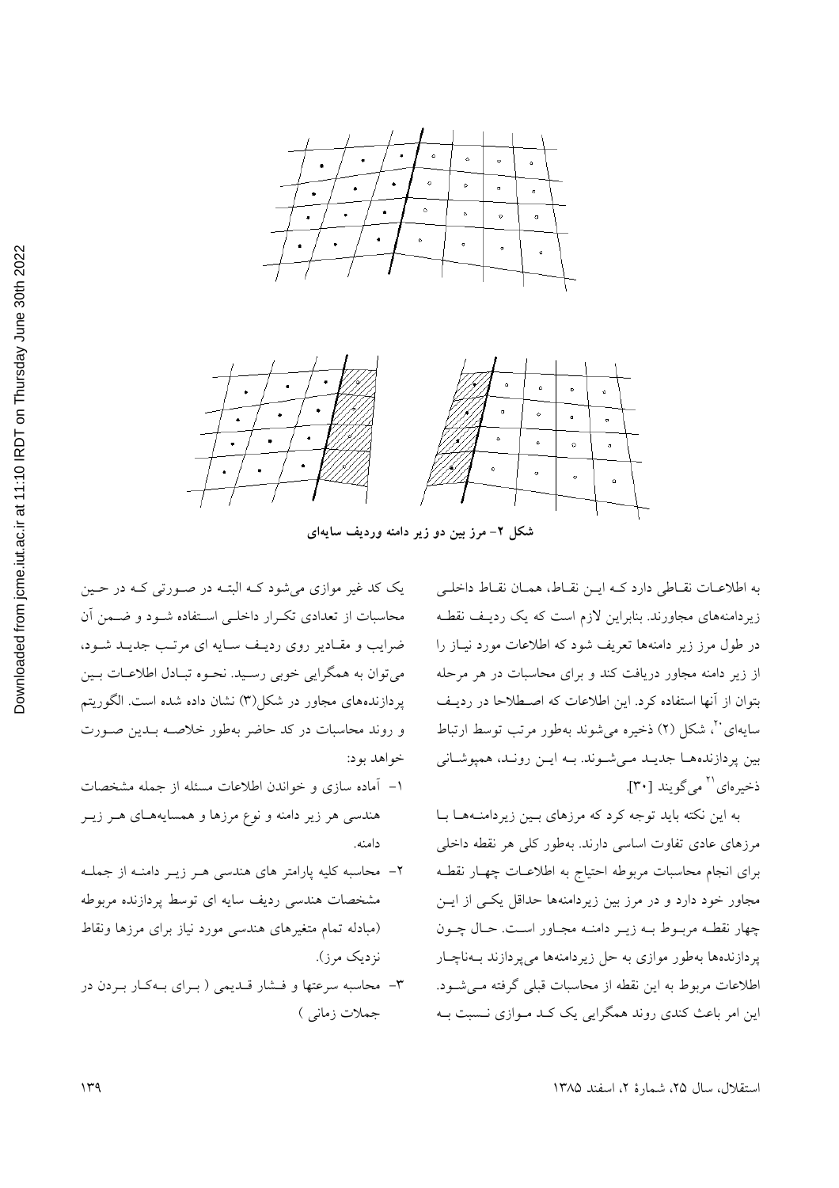شکل ۲- مرز بین دو زیر دامنه وردیف سایه‌ای

به اطلاعـات نقـاطی دارد کـه ایـن نقـاط، همـان نقـاط داخلـی زیردامنه‌های مجاورند. بنابراین لازم است که یک ردیـف نقطـه در طول مرز زیر دامنه‌ها تعریف شود که اطلاعات مورد نیـاز را از زیر دامنه مجاور دریافت کند و برای محاسبات در هر مرحله بتوان از آنها استفاده کرد. این اطلاعات که اصـطلاحا در ردیـف سایه‌ای[20]، شکل (۲) ذخیره می‌شوند به‌طور مرتب توسط ارتباط بین پردازنده‌هـا جدیـد مـی‌شـوند. بـه ایـن رونـد، همپوشـانی ذخیره‌ای[21] می‌گویند [۳۰].

به این نکته باید توجه کرد که مرزهای بـین زیردامنـه‌هـا بـا مرزهای عادی تفاوت اساسی دارند. به‌طور کلی هر نقطه داخلی برای انجام محاسبات مربوطه احتیاج به اطلاعـات چهـار نقطـه مجاور خود دارد و در مرز بین زیردامنه‌ها حداقل یکـی از ایـن چهار نقطـه مربـوط بـه زیـر دامنـه مجـاور اسـت. حـال چـون پردازنده‌ها به‌طور موازی به حل زیردامنه‌ها می‌پردازند بـه‌ناچـار اطلاعات مربوط به این نقطه از محاسبات قبلی گرفته مـی‌شـود. این امر باعث کندی روند همگرایی یک کـد مـوازی نـسبت بـه یک کد غیر موازی می‌شود کـه البتـه در صـورتی کـه در حـین محاسبات از تعدادی تکـرار داخلـی اسـتفاده شـود و ضـمن آن ضرایب و مقـادیر روی ردیـف سـایه ای مرتـب جدیـد شـود، می‌توان به همگرایی خوبی رسـید. نحـوه تبـادل اطلاعـات بـین پردازنده‌های مجاور در شکل(۳) نشان داده شده است. الگوریتم و روند محاسبات در کد حاضر به‌طور خلاصـه بـدین صـورت خواهد بود:

۱- آماده سازی و خواندن اطلاعات مسئله از جمله مشخصات هندسی هر زیر دامنه و نوع مرزها و همسایه‌هـای هـر زیـر دامنه.

۲- محاسبه کلیه پارامتر های هندسی هـر زیـر دامنـه از جملـه مشخصات هندسی ردیف سایه ای توسط پردازنده مربوطه (مبادله تمام متغیرهای هندسی مورد نیاز برای مرزها ونقاط نزدیک مرز).

۳- محاسبه سرعتها و فـشار قـدیمی ( بـرای بـه‌کـار بـردن در جملات زمانی )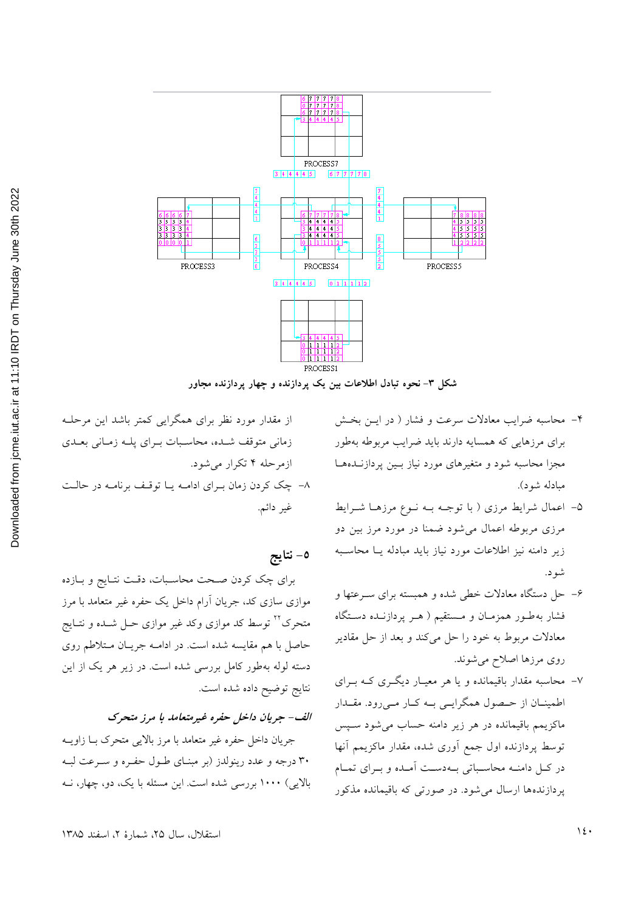شکل ۳- نحوه تبادل اطلاعات بین یک پردازنده و چهار پردازنده مجاور

۴- محاسبه ضرایب معادلات سرعت و فشار ( در این بخش برای مرزهایی که همسایه دارند باید ضرایب مربوطه به‌طور مجزا محاسبه شود و متغیرهای مورد نیاز بین پردازنده‌ها مبادله شود).

۵- اعمال شرایط مرزی ( با توجه به نوع مرزها شرایط مرزی مربوطه اعمال می‌شود ضمنا در مورد مرز بین دو زیر دامنه نیز اطلاعات مورد نیاز باید مبادله یا محاسبه شود.

۶- حل دستگاه معادلات خطی شده و همبسته برای سرعتها و فشار به‌طور همزمان و مستقیم ( هر پردازنده دستگاه معادلات مربوط به خود را حل می‌کند و بعد از حل مقادیر روی مرزها اصلاح می‌شوند.

۷- محاسبه مقدار باقیمانده و یا هر معیار دیگری که برای اطمینان از حصول همگرایی به کار می‌رود. مقدار ماکزیمم باقیمانده در هر زیر دامنه حساب می‌شود سپس توسط پردازنده اول جمع آوری شده، مقدار ماکزیمم آنها در کل دامنه محاسباتی به‌دست آمده و برای تمام پردازنده‌ها ارسال می‌شود. در صورتی که باقیمانده مذکور از مقدار مورد نظر برای همگرایی کمتر باشد این مرحله زمانی متوقف شده، محاسبات برای پله زمانی بعدی ازمرحله ۴ تکرار می‌شود.

۸- چک کردن زمان برای ادامه یا توقف برنامه در حالت غیر دائم.

## ۵- نتایج

برای چک کردن صحت محاسبات، دقت نتایج و بازده موازی سازی کد، جریان آرام داخل یک حفره غیر متعامد با مرز متحرک[۲۲] توسط کد موازی وکد غیر موازی حل شده و نتایج حاصل با هم مقایسه شده است. در ادامه جریان متلاطم روی دسته لوله به‌طور کامل بررسی شده است. در زیر هر یک از این نتایج توضیح داده شده است.

### *الف- جریان داخل حفره غیرمتعامد با مرز متحرک*

جریان داخل حفره غیر متعامد با مرز بالایی متحرک با زاویه ۳۰ درجه و عدد رینولدز (بر مبنای طول حفره و سرعت لبه بالایی) ۱۰۰۰ بررسی شده است. این مسئله با یک، دو، چهار، نه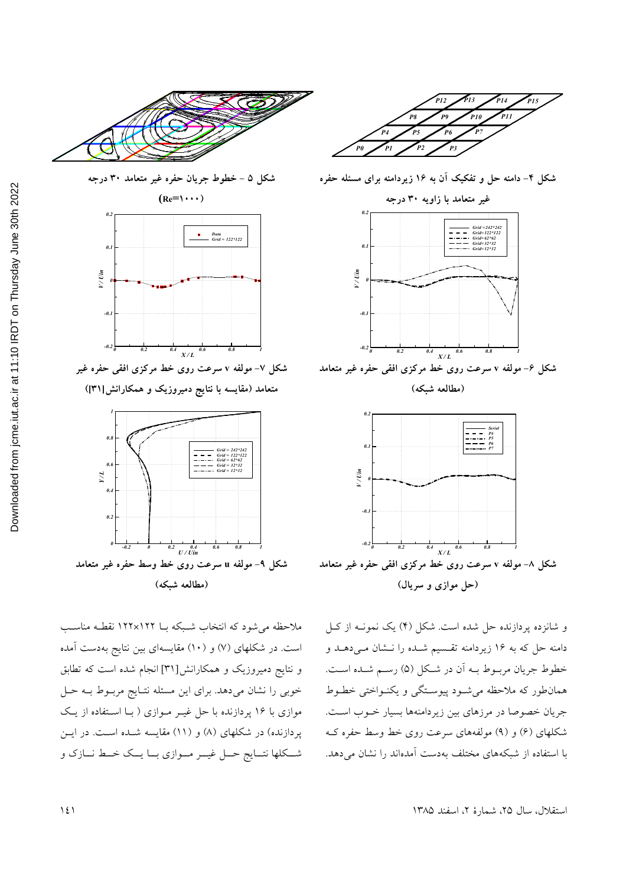شکل ۴- دامنه حل و تفکیک آن به ۱۶ زیردامنه برای مسئله حفره غیر متعامد با زاویه ۳۰ درجه

شکل ۵ - خطوط جریان حفره غیر متعامد ۳۰ درجه (Re=۱۰۰۰)

شکل ۶- مولفه v سرعت روی خط مرکزی افقی حفره غیر متعامد (مطالعه شبکه)

شکل ۷- مولفه v سرعت روی خط مرکزی افقی حفره غیر متعامد (مقایسه با نتایج دمیروزیک و همکارانش[۳۱])

شکل ۸- مولفه v سرعت روی خط مرکزی افقی حفره غیر متعامد (حل موازی و سریال)

شکل ۹- مولفه u سرعت روی خط وسط حفره غیر متعامد (مطالعه شبکه)

و شانزده پردازنده حل شده است. شکل (۴) یک نمونه از کل دامنه حل که به ۱۶ زیردامنه تقسیم شده را نشان می‌دهد و خطوط جریان مربوط به آن در شکل (۵) رسم شده است. همان‌طور که ملاحظه می‌شود پیوستگی و یکنواختی خطوط جریان خصوصا در مرزهای بین زیردامنه‌ها بسیار خوب است. شکلهای (۶) و (۹) مولفه‌های سرعت روی خط وسط حفره که با استفاده از شبکه‌های مختلف به‌دست آمده‌اند را نشان می‌دهد.

ملاحظه می‌شود که انتخاب شبکه با ۱۲۲×۱۲۲ نقطه مناسب است. در شکلهای (۷) و (۱۰) مقایسه‌ای بین نتایج به‌دست آمده و نتایج دمیروزیک و همکارانش[۳۱] انجام شده است که تطابق خوبی را نشان می‌دهد. برای این مسئله نتایج مربوط به حل موازی با ۱۶ پردازنده با حل غیر موازی ( با استفاده از یک پردازنده) در شکلهای (۸) و (۱۱) مقایسه شده است. در این شکلها نتایج حل غیر موازی با یک خط نازک و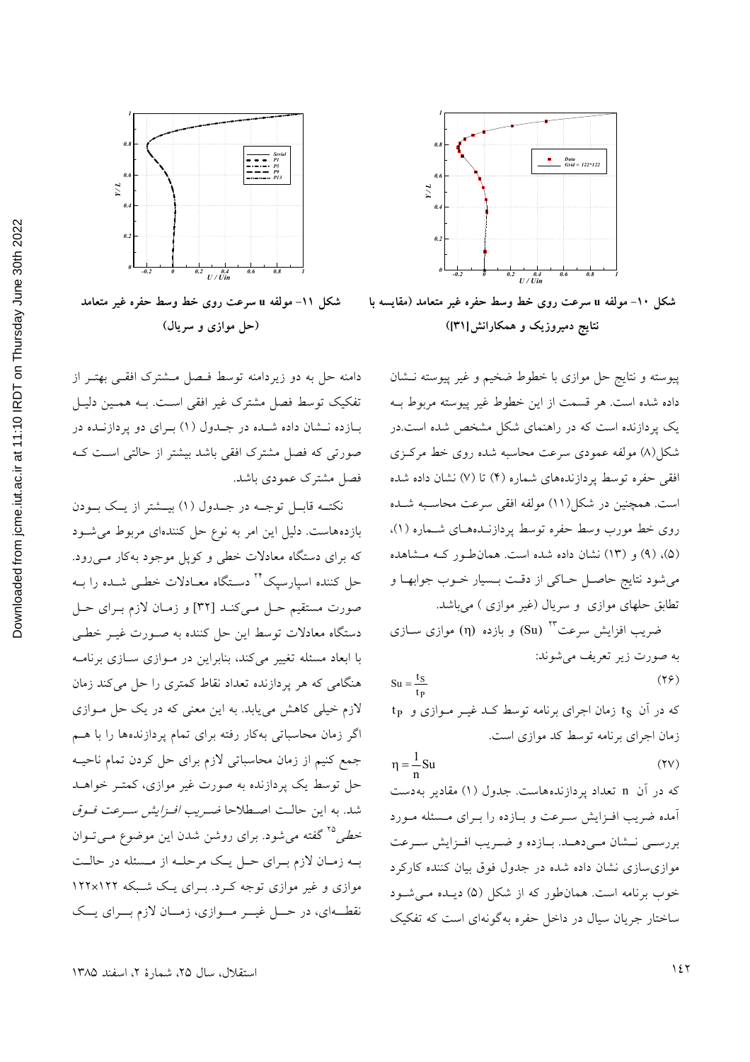شکل ۱۰- مولفه u سرعت روی خط وسط حفره غیر متعامد (مقایسه با نتایج دمیروزیک و همکارانش[۳۱])

شکل ۱۱- مولفه u سرعت روی خط وسط حفره غیر متعامد (حل موازی و سریال)

پیوسته و نتایج حل موازی با خطوط ضخیم و غیر پیوسته نشان داده شده است. هر قسمت از این خطوط غیر پیوسته مربوط به یک پردازنده است که در راهنمای شکل مشخص شده است.در شکل(۸) مولفه عمودی سرعت محاسبه شده روی خط مرکزی افقی حفره توسط پردازنده‌های شماره (۴) تا (۷) نشان داده شده است. همچنین در شکل(۱۱) مولفه افقی سرعت محاسبه شده روی خط مورب وسط حفره توسط پردازنده‌های شماره (۱)، (۵)، (۹) و (۱۳) نشان داده شده است. همان‌طور که مشاهده می‌شود نتایج حاصل حاکی از دقت بسیار خوب جوابها و تطابق حلهای موازی و سریال (غیر موازی ) می‌باشد.

ضریب افزایش سرعت[۲۳] (Su) و بازده (η) موازی سازی به صورت زیر تعریف می‌شوند:

$$Su = \frac{t_S}{t_P} \qquad (۲۶)$$

که در آن $t_S$ زمان اجرای برنامه توسط کد غیر موازی و $t_P$ زمان اجرای برنامه توسط کد موازی است.

$$\eta = \frac{1}{n} Su \qquad (۲۷)$$

که در آن n تعداد پردازنده‌هاست. جدول (۱) مقادیر به‌دست آمده ضریب افزایش سرعت و بازده را برای مسئله مورد بررسی نشان می‌دهد. بازده و ضریب افزایش سرعت موازی‌سازی نشان داده شده در جدول فوق بیان کننده کارکرد خوب برنامه است. همان‌طور که از شکل (۵) دیده می‌شود ساختار جریان سیال در داخل حفره به‌گونه‌ای است که تفکیک دامنه حل به دو زیردامنه توسط فصل مشترک افقی بهتر از تفکیک توسط فصل مشترک غیر افقی است. به همین دلیل بازده نشان داده شده در جدول (۱) برای دو پردازنده در صورتی که فصل مشترک افقی باشد بیشتر از حالتی است که فصل مشترک عمودی باشد.

نکته قابل توجه در جدول (۱) بیشتر از یک بودن بازده‌هاست. دلیل این امر به نوع حل کننده‌ای مربوط می‌شود که برای دستگاه معادلات خطی و کوپل موجود به‌کار می‌رود. حل کننده اسپارسپک[۲۴] دستگاه معادلات خطی شده را به صورت مستقیم حل می‌کند [۳۲] و زمان لازم برای حل دستگاه معادلات توسط این حل کننده به صورت غیر خطی با ابعاد مسئله تغییر می‌کند، بنابراین در موازی سازی برنامه هنگامی که هر پردازنده تعداد نقاط کمتری را حل می‌کند زمان لازم خیلی کاهش می‌یابد. به این معنی که در یک حل موازی اگر زمان محاسباتی به‌کار رفته برای تمام پردازنده‌ها را با هم جمع کنیم از زمان محاسباتی لازم برای حل کردن تمام ناحیه حل توسط یک پردازنده به صورت غیر موازی، کمتر خواهد شد. به این حالت اصطلاحا *ضریب افزایش سرعت فوق خطی*[۲۵] گفته می‌شود. برای روشن شدن این موضوع می‌توان به زمان لازم برای حل یک مرحله از مسئله در حالت موازی و غیر موازی توجه کرد. برای یک شبکه ۱۲۲×۱۲۲ نقطه‌ای، در حل غیر موازی، زمان لازم برای یک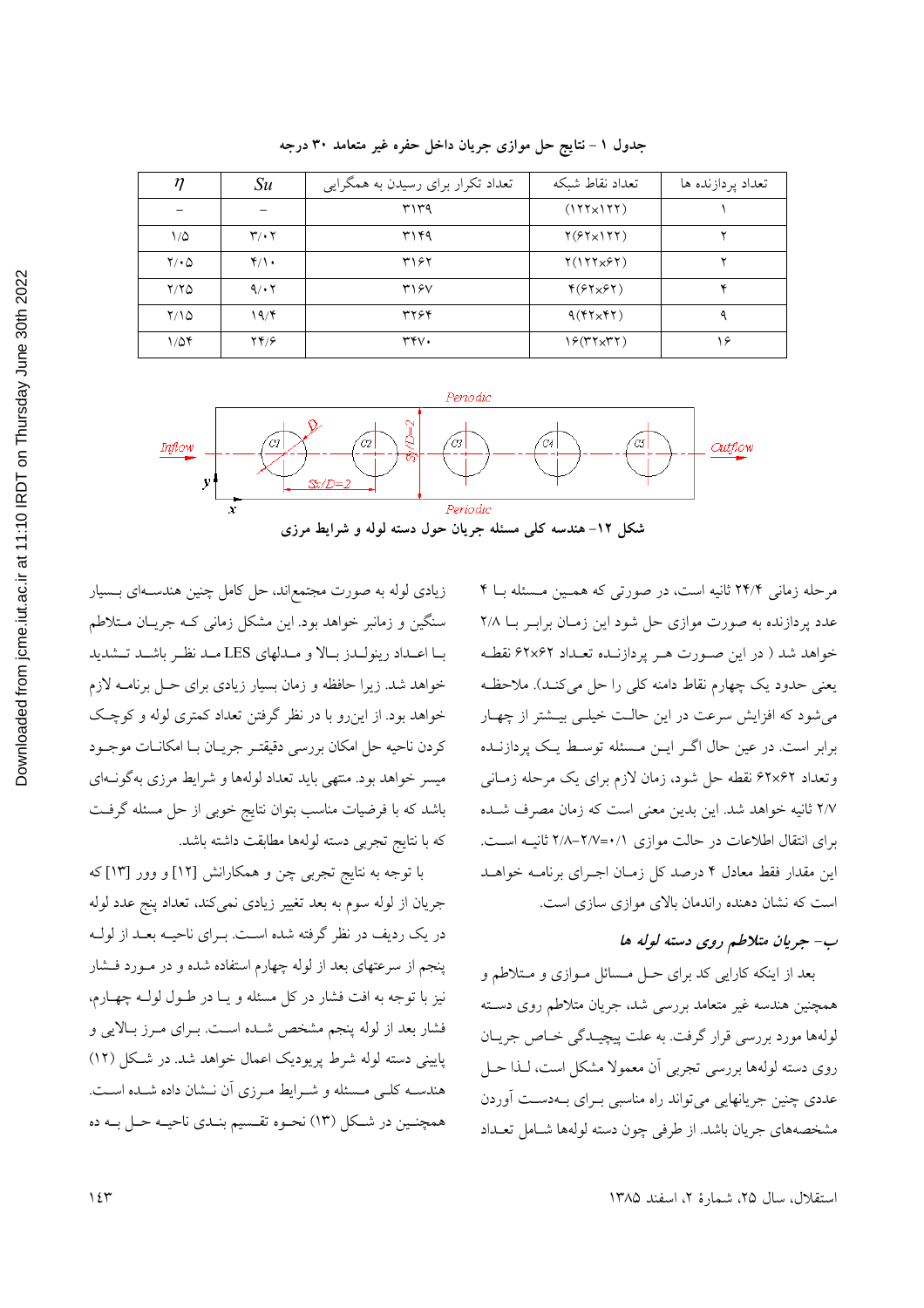جدول ۱ - نتایج حل موازی جریان داخل حفره غیر متعامد ۳۰ درجه

| تعداد پردازنده ها | تعداد نقاط شبکه | تعداد تکرار برای رسیدن به همگرایی | $Su$ | $\eta$ |
|---|---|---|---|---|
| ۱ | (۱۲۲×۱۲۲) | ۳۱۳۹ | – | – |
| ۲ | ۲(۶۲×۱۲۲) | ۳۱۴۹ | ۳/۰۲ | ۱/۵ |
| ۲ | ۲(۱۲۲×۶۲) | ۳۱۶۲ | ۴/۱۰ | ۲/۰۵ |
| ۴ | ۴(۶۲×۶۲) | ۳۱۶۷ | ۹/۰۲ | ۲/۲۵ |
| ۹ | ۹(۴۲×۴۲) | ۳۲۶۴ | ۱۹/۴ | ۲/۱۵ |
| ۱۶ | ۱۶(۳۲×۳۲) | ۳۴۷۰ | ۲۴/۶ | ۱/۵۴ |

شکل ۱۲- هندسه کلی مسئله جریان حول دسته لوله و شرایط مرزی

مرحله زمانی ۲۴/۴ ثانیه است، در صورتی که همین مسئله با ۴ عدد پردازنده به صورت موازی حل شود این زمان برابر با ۲/۸ خواهد شد ( در این صورت هر پردازنده تعداد ۶۲×۶۲ نقطه یعنی حدود یک چهارم نقاط دامنه کلی را حل می‌کند). ملاحظه می‌شود که افزایش سرعت در این حالت خیلی بیشتر از چهار برابر است. در عین حال اگر این مسئله توسط یک پردازنده وتعداد ۶۲×۶۲ نقطه حل شود، زمان لازم برای یک مرحله زمانی ۲/۷ ثانیه خواهد شد. این بدین معنی است که زمان مصرف شده برای انتقال اطلاعات در حالت موازی ۰/۱=۲/۷−۲/۸ ثانیه است. این مقدار فقط معادل ۴ درصد کل زمان اجرای برنامه خواهد است که نشان دهنده راندمان بالای موازی سازی است.

### ب- جریان متلاطم روی دسته لوله ها

بعد از اینکه کارایی کد برای حل مسائل موازی و متلاطم و همچنین هندسه غیر متعامد بررسی شد، جریان متلاطم روی دسته لوله‌ها مورد بررسی قرار گرفت. به علت پیچیدگی خاص جریان روی دسته لوله‌ها بررسی تجربی آن معمولا مشکل است، لذا حل عددی چنین جریانهایی می‌تواند راه مناسبی برای بدست آوردن مشخصه‌های جریان باشد. از طرفی چون دسته لوله‌ها شامل تعداد زیادی لوله به صورت مجتمع‌اند، حل کامل چنین هندسه‌ای بسیار سنگین و زمانبر خواهد بود. این مشکل زمانی که جریان متلاطم با اعداد رینولدز بالا و مدلهای LES مد نظر باشد تشدید خواهد شد. زیرا حافظه و زمان بسیار زیادی برای حل برنامه لازم خواهد بود. از این‌رو با در نظر گرفتن تعداد کمتری لوله و کوچک کردن ناحیه حل امکان بررسی دقیقتر جریان با امکانات موجود میسر خواهد بود. منتهی باید تعداد لوله‌ها و شرایط مرزی به‌گونه‌ای باشد که با فرضیات مناسب بتوان نتایج خوبی از حل مسئله گرفت که با نتایج تجربی دسته لوله‌ها مطابقت داشته باشد.

با توجه به نتایج تجربی چن و همکارانش [۱۲] و وور [۱۳] که جریان از لوله سوم به بعد تغییر زیادی نمی‌کند، تعداد پنج عدد لوله در یک ردیف در نظر گرفته شده است. برای ناحیه بعد از لوله پنجم از سرعتهای بعد از لوله چهارم استفاده شده و در مورد فشار نیز با توجه به افت فشار در کل مسئله و یا در طول لوله چهارم، فشار بعد از لوله پنجم مشخص شده است. برای مرز بالایی و پایینی دسته لوله شرط پریودیک اعمال خواهد شد. در شکل (۱۲) هندسه کلی مسئله و شرایط مرزی آن نشان داده شده است. همچنین در شکل (۱۳) نحوه تقسیم بندی ناحیه حل به ده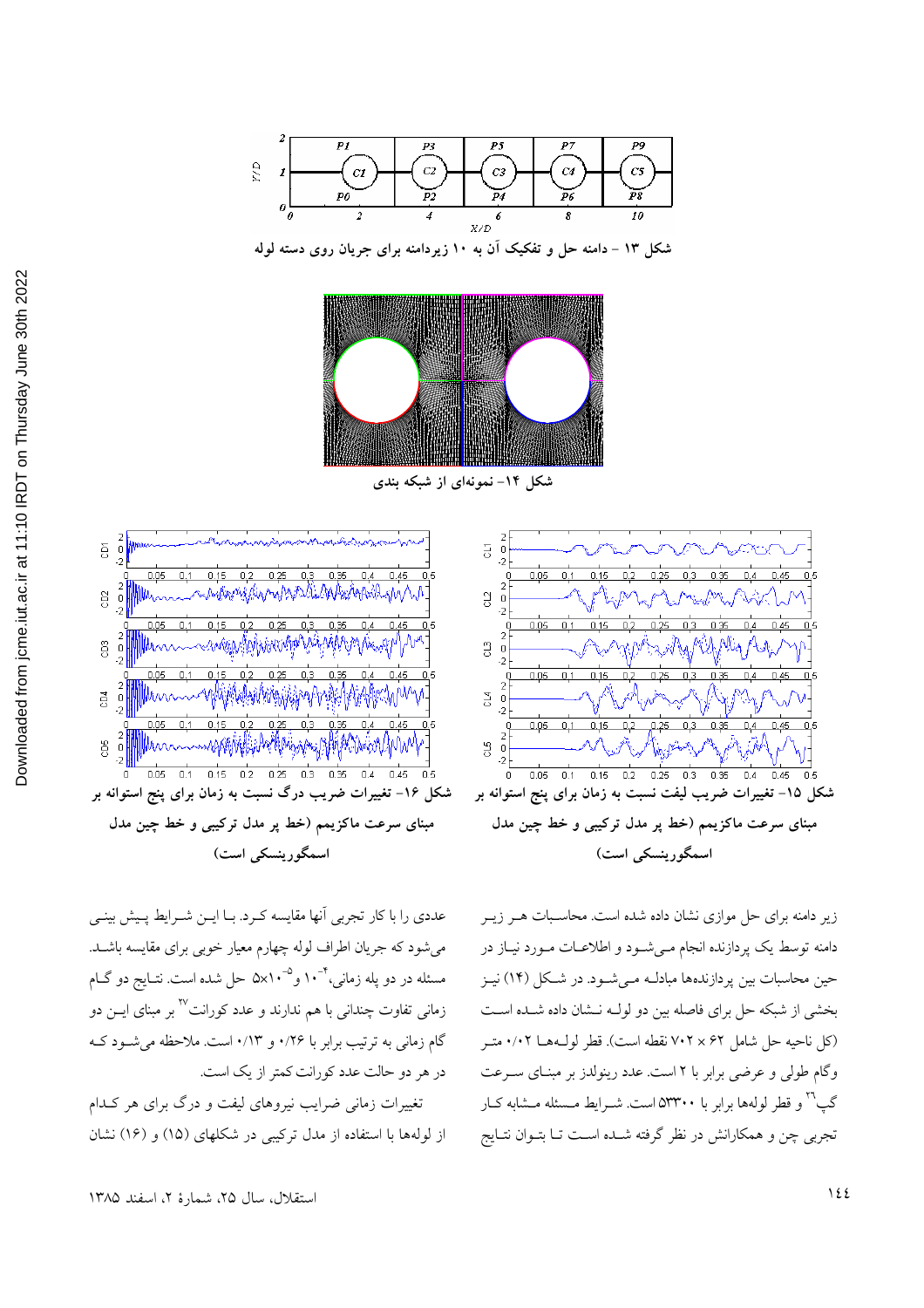شکل ۱۳ - دامنه حل و تفکیک آن به ۱۰ زیردامنه برای جریان روی دسته لوله

شکل ۱۴- نمونه‌ای از شبکه بندی

شکل ۱۵- تغییرات ضریب لیفت نسبت به زمان برای پنج استوانه بر مبنای سرعت ماکزیمم (خط پر مدل ترکیبی و خط چین مدل اسمگورینسکی است)

شکل ۱۶- تغییرات ضریب درگ نسبت به زمان برای پنج استوانه بر مبنای سرعت ماکزیمم (خط پر مدل ترکیبی و خط چین مدل اسمگورینسکی است)

زیر دامنه برای حل موازی نشان داده شده است. محاسبات هر زیر دامنه توسط یک پردازنده انجام می‌شود و اطلاعات مورد نیاز در حین محاسبات بین پردازنده‌ها مبادله می‌شود. در شکل (۱۴) نیز بخشی از شبکه حل برای فاصله بین دو لوله نشان داده شده است (کل ناحیه حل شامل ۶۲ × ۷۰۲ نقطه است). قطر لوله‌ها ۰/۰۲ متر وگام طولی و عرضی برابر با ۲ است. عدد رینولدز بر مبنای سرعت گپ[۲۶] و قطر لوله‌ها برابر با ۵۳۳۰۰ است. شرایط مسئله مشابه کار تجربی چن و همکارانش در نظر گرفته شده است تا بتوان نتایج عددی را با کار تجربی آنها مقایسه کرد. با این شرایط پیش بینی می‌شود که جریان اطراف لوله چهارم معیار خوبی برای مقایسه باشد. مسئله در دو پله زمانی، $10^{-4}$ و $5\times10^{-5}$ حل شده است. نتایج دو گام زمانی تفاوت چندانی با هم ندارند و عدد کورانت[۲۷] بر مبنای این دو گام زمانی به ترتیب برابر با ۰/۲۶ و ۰/۱۳ است. ملاحظه می‌شود که در هر دو حالت عدد کورانت کمتر از یک است.

تغییرات زمانی ضرایب نیروهای لیفت و درگ برای هر کدام از لوله‌ها با استفاده از مدل ترکیبی در شکلهای (۱۵) و (۱۶) نشان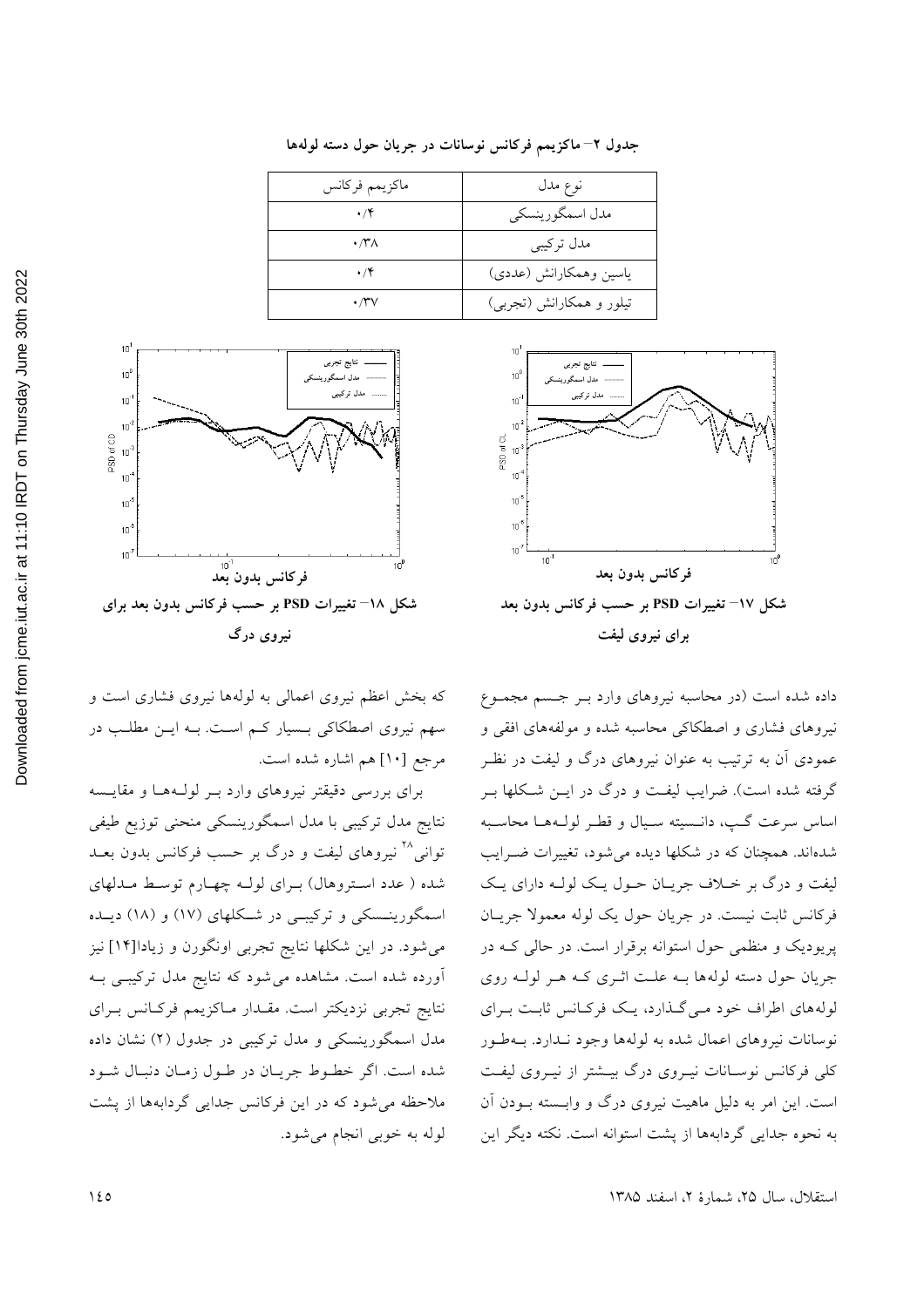جدول ۲– ماکزیمم فرکانس نوسانات در جریان حول دسته لوله‌ها

| نوع مدل | ماکزیمم فرکانس |
| --- | --- |
| مدل اسمگورینسکی | ۰/۴ |
| مدل ترکیبی | ۰/۳۸ |
| یاسین وهمکارانش (عددی) | ۰/۴ |
| تیلور و همکارانش (تجربی) | ۰/۳۷ |

شکل ۱۷– تغییرات PSD بر حسب فرکانس بدون بعد برای نیروی لیفت

شکل ۱۸– تغییرات PSD بر حسب فرکانس بدون بعد برای نیروی درگ

داده شده است (در محاسبه نیروهای وارد بر جسم مجموع نیروهای فشاری و اصطکاکی محاسبه شده و مولفه‌های افقی و عمودی آن به ترتیب به عنوان نیروهای درگ و لیفت در نظر گرفته شده است). ضرایب لیفت و درگ در این شکلها بر اساس سرعت گپ، دانسیته سیال و قطر لوله‌ها محاسبه شده‌اند. همچنان که در شکلها دیده می‌شود، تغییرات ضرایب لیفت و درگ بر خلاف جریان حول یک لوله دارای یک فرکانس ثابت نیست. در جریان حول یک لوله معمولا جریان پریودیک و منظمی حول استوانه برقرار است. در حالی که در جریان حول دسته لوله‌ها به علت اثری که هر لوله روی لوله‌های اطراف خود می‌گذارد، یک فرکانس ثابت برای نوسانات نیروهای اعمال شده به لوله‌ها وجود ندارد. به‌طور کلی فرکانس نوسانات نیروی درگ بیشتر از نیروی لیفت است. این امر به دلیل ماهیت نیروی درگ و وابسته بودن آن به نحوه جدایی گردابه‌ها از پشت استوانه است. نکته دیگر این که بخش اعظم نیروی اعمالی به لوله‌ها نیروی فشاری است و سهم نیروی اصطکاکی بسیار کم است. به این مطلب در مرجع [۱۰] هم اشاره شده است.

برای بررسی دقیقتر نیروهای وارد بر لوله‌ها و مقایسه نتایج مدل ترکیبی با مدل اسمگورینسکی منحنی توزیع طیفی توانی[۲۸] نیروهای لیفت و درگ بر حسب فرکانس بدون بعد شده ( عدد استروهال) برای لوله چهارم توسط مدلهای اسمگورینسکی و ترکیبی در شکلهای (۱۷) و (۱۸) دیده می‌شود. در این شکلها نتایج تجربی اونگورن و زیادا[۱۴] نیز آورده شده است. مشاهده می‌شود که نتایج مدل ترکیبی به نتایج تجربی نزدیکتر است. مقدار ماکزیمم فرکانس برای مدل اسمگورینسکی و مدل ترکیبی در جدول (۲) نشان داده شده است. اگر خطوط جریان در طول زمان دنبال شود ملاحظه می‌شود که در این فرکانس جدایی گردابه‌ها از پشت لوله به خوبی انجام می‌شود.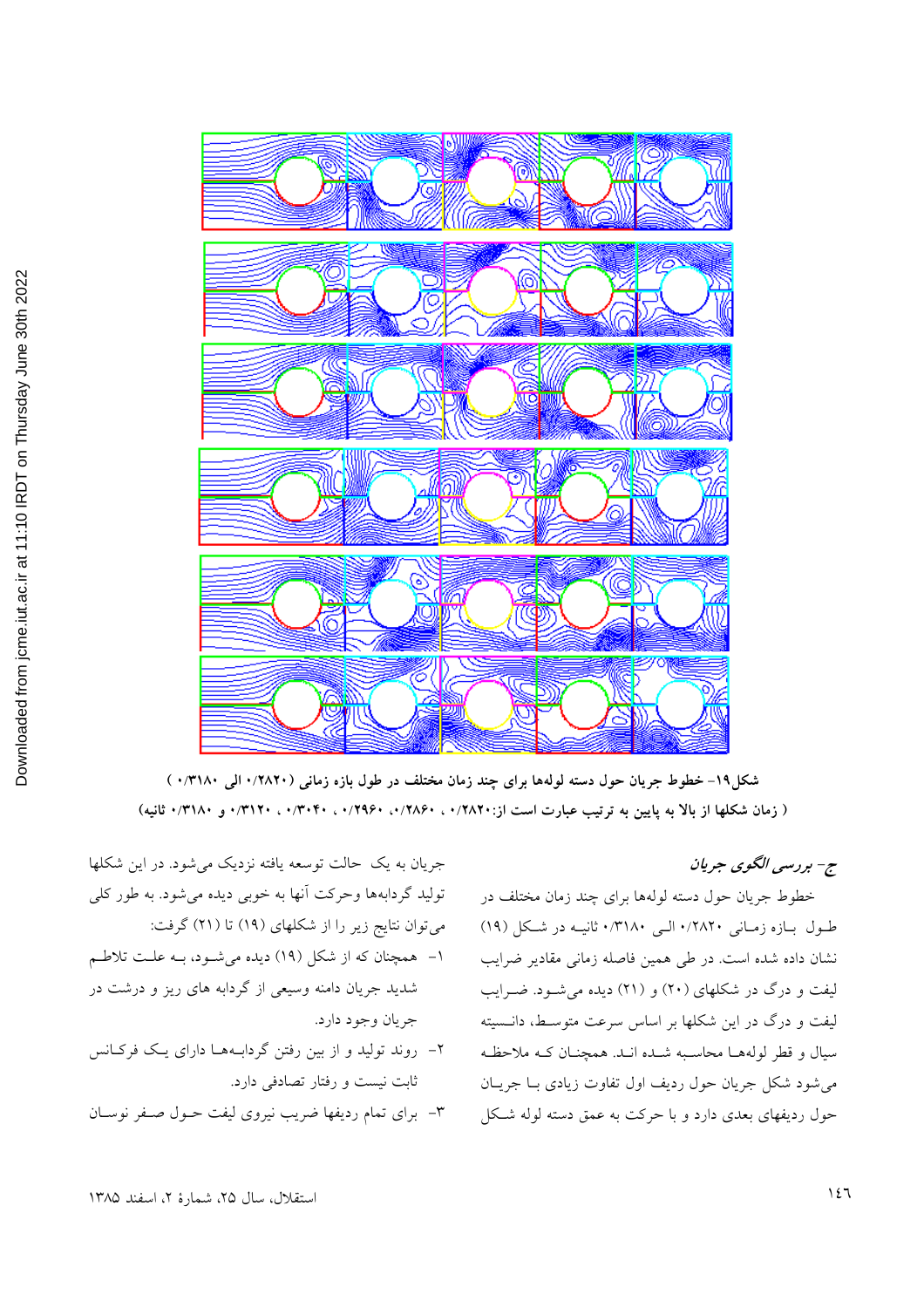شکل۱۹- خطوط جریان حول دسته لوله‌ها برای چند زمان مختلف در طول بازه زمانی (۰/۲۸۲۰ الی ۰/۳۱۸۰)

( زمان شکلها از بالا به پایین به ترتیب عبارت است از:۰/۲۸۲۰ ، ۰/۲۸۶۰، ۰/۲۹۶۰ ، ۰/۳۰۴۰ ، ۰/۳۱۲۰ و ۰/۳۱۸۰ ثانیه)

### ج- بررسی الگوی جریان

خطوط جریان حول دسته لوله‌ها برای چند زمان مختلف در طول بازه زمانی ۰/۲۸۲۰ الی ۰/۳۱۸۰ ثانیه در شکل (۱۹) نشان داده شده است. در طی همین فاصله زمانی مقادیر ضرایب لیفت و درگ در شکلهای (۲۰) و (۲۱) دیده می‌شود. ضرایب لیفت و درگ در این شکلها بر اساس سرعت متوسط، دانسیته سیال و قطر لوله‌ها محاسبه شده اند. همچنان که ملاحظه می‌شود شکل جریان حول ردیف اول تفاوت زیادی با جریان حول ردیفهای بعدی دارد و با حرکت به عمق دسته لوله شکل جریان به یک حالت توسعه یافته نزدیک می‌شود. در این شکلها تولید گردابه‌ها وحرکت آنها به خوبی دیده می‌شود. به طور کلی می‌توان نتایج زیر را از شکلهای (۱۹) تا (۲۱) گرفت:

۱- همچنان که از شکل (۱۹) دیده می‌شود، به علت تلاطم شدید جریان دامنه وسیعی از گردابه های ریز و درشت در جریان وجود دارد.

۲- روند تولید و از بین رفتن گردابه‌ها دارای یک فرکانس ثابت نیست و رفتار تصادفی دارد.

۳- برای تمام ردیفها ضریب نیروی لیفت حول صفر نوسان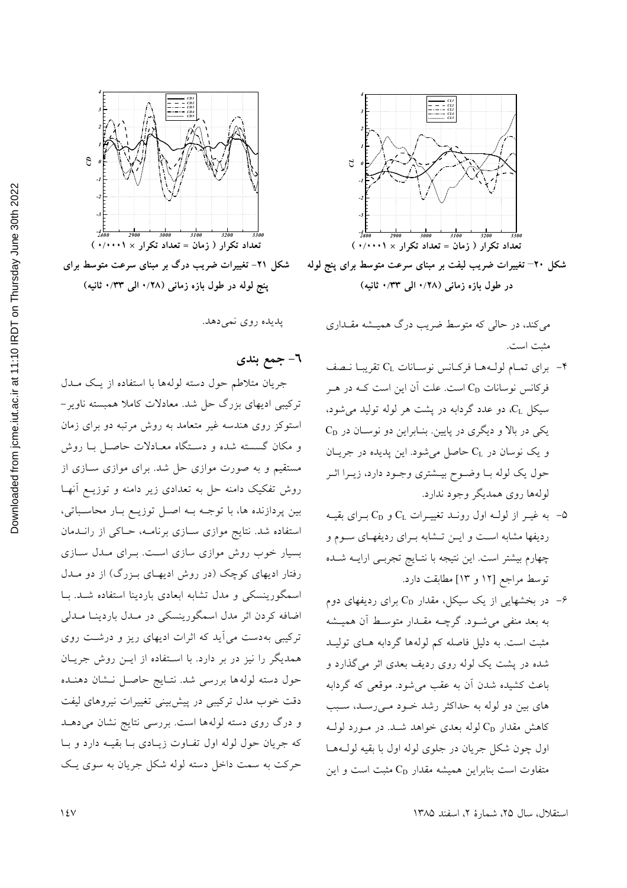شکل ۲۰– تغییرات ضریب لیفت بر مبنای سرعت متوسط برای پنج لوله در طول بازه زمانی (۰/۲۸ الی ۰/۳۳ ثانیه)

شکل ۲۱– تغییرات ضریب درگ بر مبنای سرعت متوسط برای پنج لوله در طول بازه زمانی (۰/۲۸ الی ۰/۳۳ ثانیه)

می‌کند، در حالی که متوسط ضریب درگ همیشه مقداری مثبت است.

۴- برای تمام لوله‌ها فرکانس نوسانات $C_L$ تقریبا نصف فرکانس نوسانات $C_D$ است. علت آن این است که در هر سیکل $C_L$، دو عدد گردابه در پشت هر لوله تولید می‌شود، یکی در بالا و دیگری در پایین. بنابراین دو نوسان در $C_D$ و یک نوسان در $C_L$ حاصل می‌شود. این پدیده در جریان حول یک لوله با وضوح بیشتری وجود دارد، زیرا اثر لوله‌ها روی همدیگر وجود ندارد.

۵- به غیر از لوله اول روند تغییرات $C_L$ و $C_D$ برای بقیه ردیفها مشابه است و این تشابه برای ردیفهای سوم و چهارم بیشتر است. این نتیجه با نتایج تجربی ارایه شده توسط مراجع [۱۲ و ۱۳] مطابقت دارد.

۶- در بخشهایی از یک سیکل، مقدار $C_D$ برای ردیفهای دوم به بعد منفی می‌شود. گرچه مقدار متوسط آن همیشه مثبت است. به دلیل فاصله کم لوله‌ها گردابه های تولید شده در پشت یک لوله روی ردیف بعدی اثر می‌گذارد و باعث کشیده شدن آن به عقب می‌شود. موقعی که گردابه های بین دو لوله به حداکثر رشد خود می‌رسد، سبب کاهش مقدار $C_D$ لوله بعدی خواهد شد. در مورد لوله اول چون شکل جریان در جلوی لوله اول با بقیه لوله‌ها متفاوت است بنابراین همیشه مقدار $C_D$ مثبت است و این پدیده روی نمی‌دهد.

## ۶- جمع بندی

جریان متلاطم حول دسته لوله‌ها با استفاده از یک مدل ترکیبی ادیهای بزرگ حل شد. معادلات کاملا همبسته ناویر– استوکز روی هندسه غیر متعامد به روش مرتبه دو برای زمان و مکان گسسته شده و دستگاه معادلات حاصل با روش مستقیم و به صورت موازی حل شد. برای موازی سازی از روش تفکیک دامنه حل به تعدادی زیر دامنه و توزیع آنها بین پردازنده ها، با توجه به اصل توزیع بار محاسباتی، استفاده شد. نتایج موازی سازی برنامه، حاکی از راندمان بسیار خوب روش موازی سازی است. برای مدل سازی رفتار ادیهای کوچک (در روش ادیهای بزرگ) از دو مدل اسمگورینسکی و مدل تشابه ابعادی باردینا استفاده شد. با اضافه کردن اثر مدل اسمگورینسکی در مدل باردینا مدلی ترکیبی به‌دست می‌آید که اثرات ادیهای ریز و درشت روی همدیگر را نیز در بر دارد. با استفاده از این روش جریان حول دسته لوله‌ها بررسی شد. نتایج حاصل نشان دهنده دقت خوب مدل ترکیبی در پیش‌بینی تغییرات نیروهای لیفت و درگ روی دسته لوله‌ها است. بررسی نتایج نشان می‌دهد که جریان حول لوله اول تفاوت زیادی با بقیه دارد و با حرکت به سمت داخل دسته لوله شکل جریان به سوی یک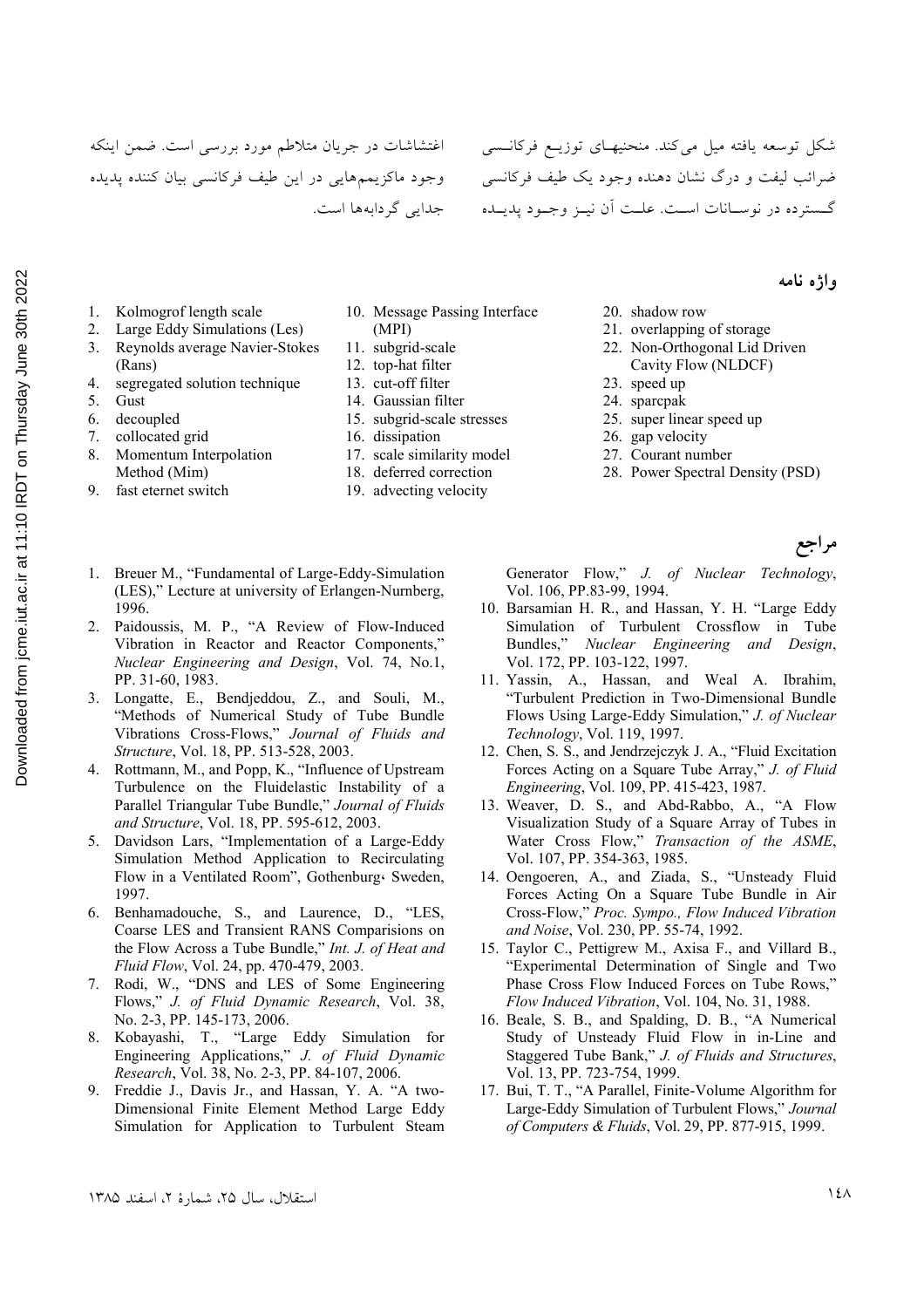شکل توسعه یافته میل می‌کند. منحنیهای توزیع فرکانسی ضرائب لیفت و درگ نشان دهنده وجود یک طیف فرکانسی گسترده در نوسانات است. علت آن نیز وجود پدیده اغتشاشات در جریان متلاطم مورد بررسی است. ضمن اینکه وجود ماکزیمم‌هایی در این طیف فرکانسی بیان کننده پدیده جدایی گردابه‌ها است.

## واژه نامه

1. Kolmogrof length scale
2. Large Eddy Simulations (Les)
3. Reynolds average Navier-Stokes (Rans)
4. segregated solution technique
5. Gust
6. decoupled
7. collocated grid
8. Momentum Interpolation Method (Mim)
9. fast eternet switch
10. Message Passing Interface (MPI)
11. subgrid-scale
12. top-hat filter
13. cut-off filter
14. Gaussian filter
15. subgrid-scale stresses
16. dissipation
17. scale similarity model
18. deferred correction
19. advecting velocity
20. shadow row
21. overlapping of storage
22. Non-Orthogonal Lid Driven Cavity Flow (NLDCF)
23. speed up
24. sparcpak
25. super linear speed up
26. gap velocity
27. Courant number
28. Power Spectral Density (PSD)

## مراجع

1. Breuer M., "Fundamental of Large-Eddy-Simulation (LES)," Lecture at university of Erlangen-Nurnberg, 1996.
2. Paidoussis, M. P., "A Review of Flow-Induced Vibration in Reactor and Reactor Components," *Nuclear Engineering and Design*, Vol. 74, No.1, PP. 31-60, 1983.
3. Longatte, E., Bendjeddou, Z., and Souli, M., "Methods of Numerical Study of Tube Bundle Vibrations Cross-Flows," *Journal of Fluids and Structure*, Vol. 18, PP. 513-528, 2003.
4. Rottmann, M., and Popp, K., "Influence of Upstream Turbulence on the Fluidelastic Instability of a Parallel Triangular Tube Bundle," *Journal of Fluids and Structure*, Vol. 18, PP. 595-612, 2003.
5. Davidson Lars, "Implementation of a Large-Eddy Simulation Method Application to Recirculating Flow in a Ventilated Room", Gothenburg، Sweden, 1997.
6. Benhamadouche, S., and Laurence, D., "LES, Coarse LES and Transient RANS Comparisons on the Flow Across a Tube Bundle," *Int. J. of Heat and Fluid Flow*, Vol. 24, pp. 470-479, 2003.
7. Rodi, W., "DNS and LES of Some Engineering Flows," *J. of Fluid Dynamic Research*, Vol. 38, No. 2-3, PP. 145-173, 2006.
8. Kobayashi, T., "Large Eddy Simulation for Engineering Applications," *J. of Fluid Dynamic Research*, Vol. 38, No. 2-3, PP. 84-107, 2006.
9. Freddie J., Davis Jr., and Hassan, Y. A. "A two-Dimensional Finite Element Method Large Eddy Simulation for Application to Turbulent Steam Generator Flow," *J. of Nuclear Technology*, Vol. 106, PP.83-99, 1994.
10. Barsamian H. R., and Hassan, Y. H. "Large Eddy Simulation of Turbulent Crossflow in Tube Bundles," *Nuclear Engineering and Design*, Vol. 172, PP. 103-122, 1997.
11. Yassin, A., Hassan, and Weal A. Ibrahim, "Turbulent Prediction in Two-Dimensional Bundle Flows Using Large-Eddy Simulation," *J. of Nuclear Technology*, Vol. 119, 1997.
12. Chen, S. S., and Jendrzejczyk J. A., "Fluid Excitation Forces Acting on a Square Tube Array," *J. of Fluid Engineering*, Vol. 109, PP. 415-423, 1987.
13. Weaver, D. S., and Abd-Rabbo, A., "A Flow Visualization Study of a Square Array of Tubes in Water Cross Flow," *Transaction of the ASME*, Vol. 107, PP. 354-363, 1985.
14. Oengoeren, A., and Ziada, S., "Unsteady Fluid Forces Acting On a Square Tube Bundle in Air Cross-Flow," *Proc. Sympo., Flow Induced Vibration and Noise*, Vol. 230, PP. 55-74, 1992.
15. Taylor C., Pettigrew M., Axisa F., and Villard B., "Experimental Determination of Single and Two Phase Cross Flow Induced Forces on Tube Rows," *Flow Induced Vibration*, Vol. 104, No. 31, 1988.
16. Beale, S. B., and Spalding, D. B., "A Numerical Study of Unsteady Fluid Flow in in-Line and Staggered Tube Bank," *J. of Fluids and Structures*, Vol. 13, PP. 723-754, 1999.
17. Bui, T. T., "A Parallel, Finite-Volume Algorithm for Large-Eddy Simulation of Turbulent Flows," *Journal of Computers & Fluids*, Vol. 29, PP. 877-915, 1999.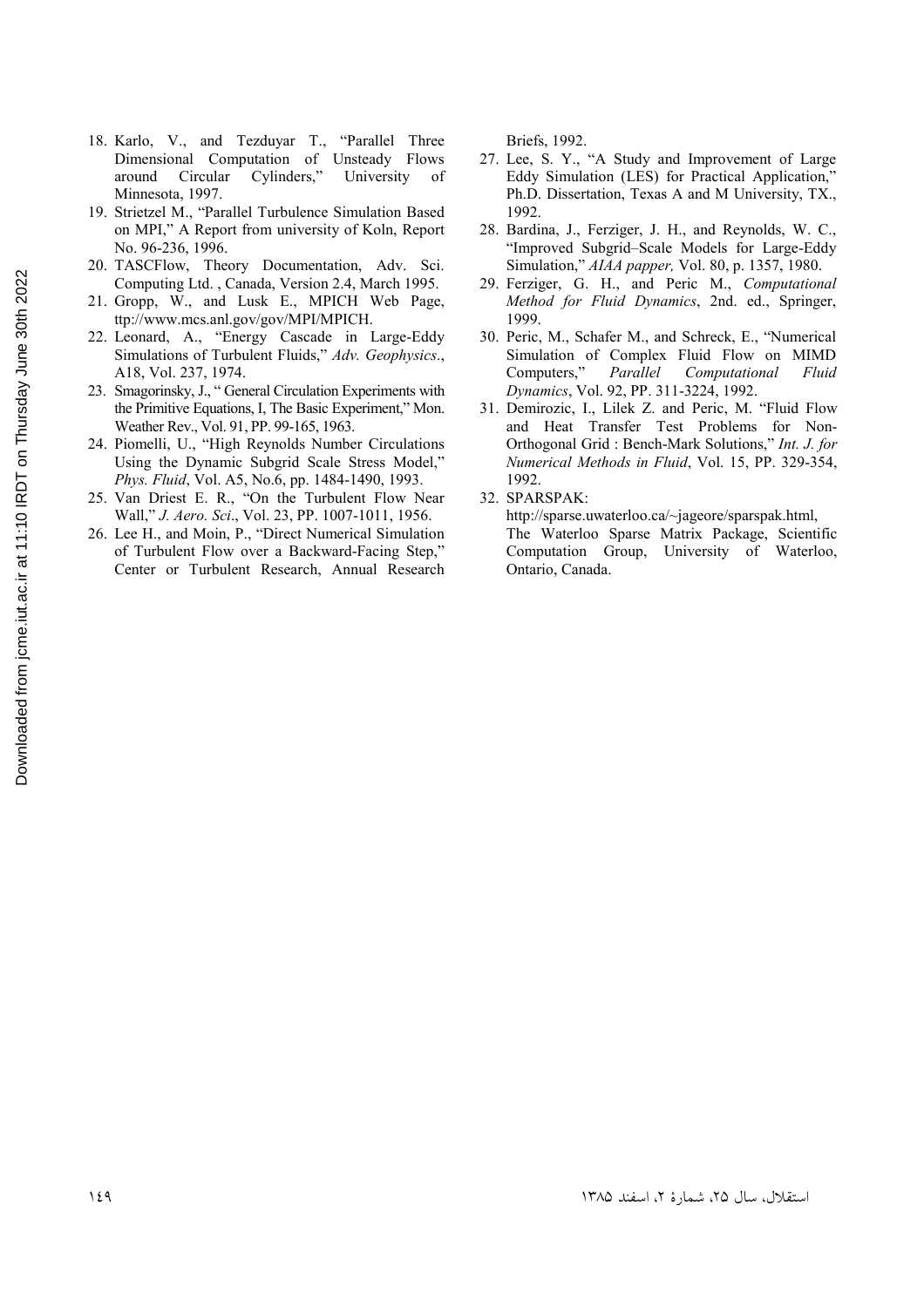18. Karlo, V., and Tezduyar T., "Parallel Three Dimensional Computation of Unsteady Flows around Circular Cylinders," University of Minnesota, 1997.
19. Strietzel M., "Parallel Turbulence Simulation Based on MPI," A Report from university of Koln, Report No. 96-236, 1996.
20. TASCFlow, Theory Documentation, Adv. Sci. Computing Ltd. , Canada, Version 2.4, March 1995.
21. Gropp, W., and Lusk E., MPICH Web Page, ttp://www.mcs.anl.gov/gov/MPI/MPICH.
22. Leonard, A., "Energy Cascade in Large-Eddy Simulations of Turbulent Fluids," *Adv. Geophysics*., A18, Vol. 237, 1974.
23. Smagorinsky, J., " General Circulation Experiments with the Primitive Equations, I, The Basic Experiment," Mon. Weather Rev., Vol. 91, PP. 99-165, 1963.
24. Piomelli, U., "High Reynolds Number Circulations Using the Dynamic Subgrid Scale Stress Model," *Phys. Fluid*, Vol. A5, No.6, pp. 1484-1490, 1993.
25. Van Driest E. R., "On the Turbulent Flow Near Wall," *J. Aero. Sci*., Vol. 23, PP. 1007-1011, 1956.
26. Lee H., and Moin, P., "Direct Numerical Simulation of Turbulent Flow over a Backward-Facing Step," Center or Turbulent Research, Annual Research Briefs, 1992.
27. Lee, S. Y., "A Study and Improvement of Large Eddy Simulation (LES) for Practical Application," Ph.D. Dissertation, Texas A and M University, TX., 1992.
28. Bardina, J., Ferziger, J. H., and Reynolds, W. C., "Improved Subgrid–Scale Models for Large-Eddy Simulation," *AIAA papper,* Vol. 80, p. 1357, 1980.
29. Ferziger, G. H., and Peric M., *Computational Method for Fluid Dynamics*, 2nd. ed., Springer, 1999.
30. Peric, M., Schafer M., and Schreck, E., "Numerical Simulation of Complex Fluid Flow on MIMD Computers," *Parallel Computational Fluid Dynamics*, Vol. 92, PP. 311-3224, 1992.
31. Demirozic, I., Lilek Z. and Peric, M. "Fluid Flow and Heat Transfer Test Problems for Non-Orthogonal Grid : Bench-Mark Solutions," *Int. J. for Numerical Methods in Fluid*, Vol. 15, PP. 329-354, 1992.
32. SPARSPAK: http://sparse.uwaterloo.ca/~jageore/sparspak.html, The Waterloo Sparse Matrix Package, Scientific Computation Group, University of Waterloo, Ontario, Canada.